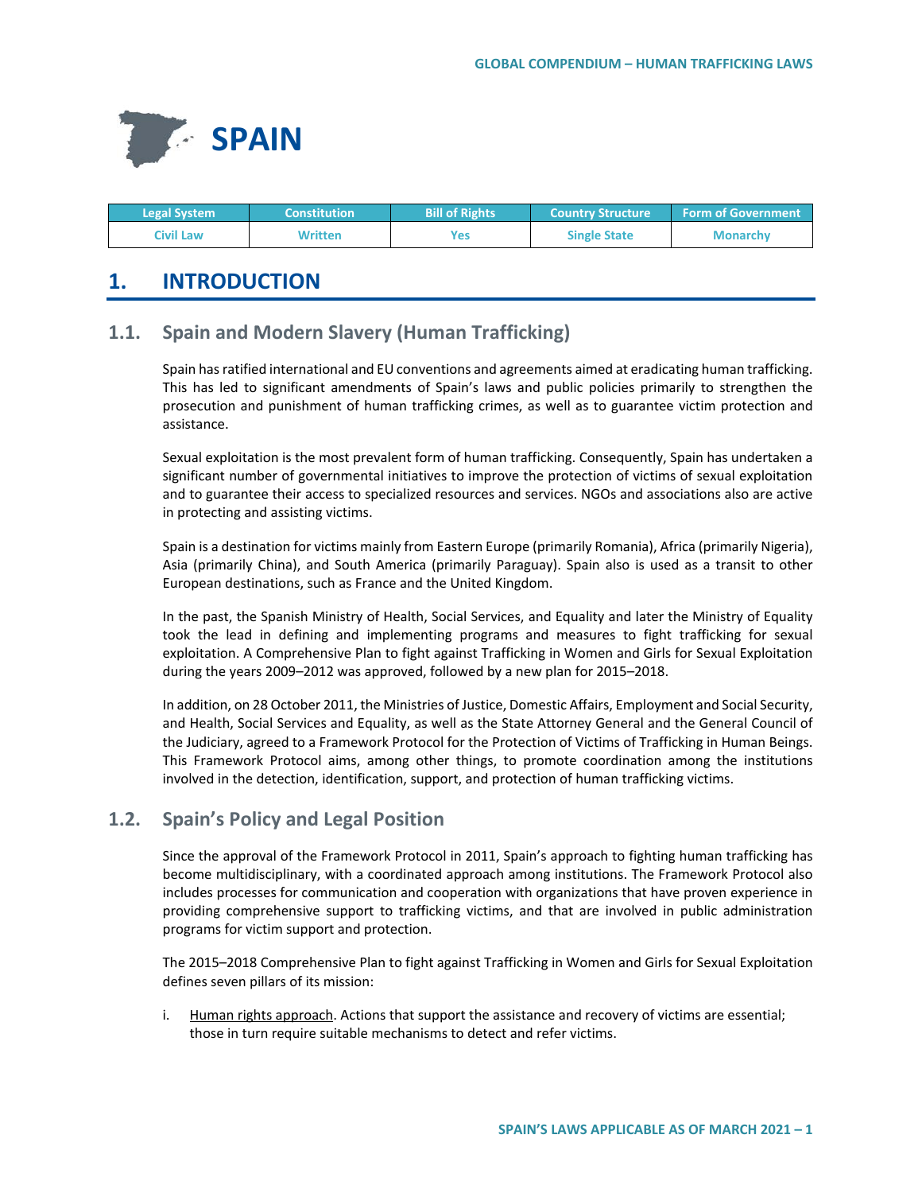# SPAIN

| Legal System | Constitution | Bill of Rights | Country Structure | Form of Government |
| --- | --- | --- | --- | --- |
| Civil Law | Written | Yes | Single State | Monarchy |

## 1. INTRODUCTION

### 1.1. Spain and Modern Slavery (Human Trafficking)

Spain has ratified international and EU conventions and agreements aimed at eradicating human trafficking. This has led to significant amendments of Spain's laws and public policies primarily to strengthen the prosecution and punishment of human trafficking crimes, as well as to guarantee victim protection and assistance.

Sexual exploitation is the most prevalent form of human trafficking. Consequently, Spain has undertaken a significant number of governmental initiatives to improve the protection of victims of sexual exploitation and to guarantee their access to specialized resources and services. NGOs and associations also are active in protecting and assisting victims.

Spain is a destination for victims mainly from Eastern Europe (primarily Romania), Africa (primarily Nigeria), Asia (primarily China), and South America (primarily Paraguay). Spain also is used as a transit to other European destinations, such as France and the United Kingdom.

In the past, the Spanish Ministry of Health, Social Services, and Equality and later the Ministry of Equality took the lead in defining and implementing programs and measures to fight trafficking for sexual exploitation. A Comprehensive Plan to fight against Trafficking in Women and Girls for Sexual Exploitation during the years 2009–2012 was approved, followed by a new plan for 2015–2018.

In addition, on 28 October 2011, the Ministries of Justice, Domestic Affairs, Employment and Social Security, and Health, Social Services and Equality, as well as the State Attorney General and the General Council of the Judiciary, agreed to a Framework Protocol for the Protection of Victims of Trafficking in Human Beings. This Framework Protocol aims, among other things, to promote coordination among the institutions involved in the detection, identification, support, and protection of human trafficking victims.

### 1.2. Spain's Policy and Legal Position

Since the approval of the Framework Protocol in 2011, Spain's approach to fighting human trafficking has become multidisciplinary, with a coordinated approach among institutions. The Framework Protocol also includes processes for communication and cooperation with organizations that have proven experience in providing comprehensive support to trafficking victims, and that are involved in public administration programs for victim support and protection.

The 2015–2018 Comprehensive Plan to fight against Trafficking in Women and Girls for Sexual Exploitation defines seven pillars of its mission:

i. Human rights approach. Actions that support the assistance and recovery of victims are essential; those in turn require suitable mechanisms to detect and refer victims.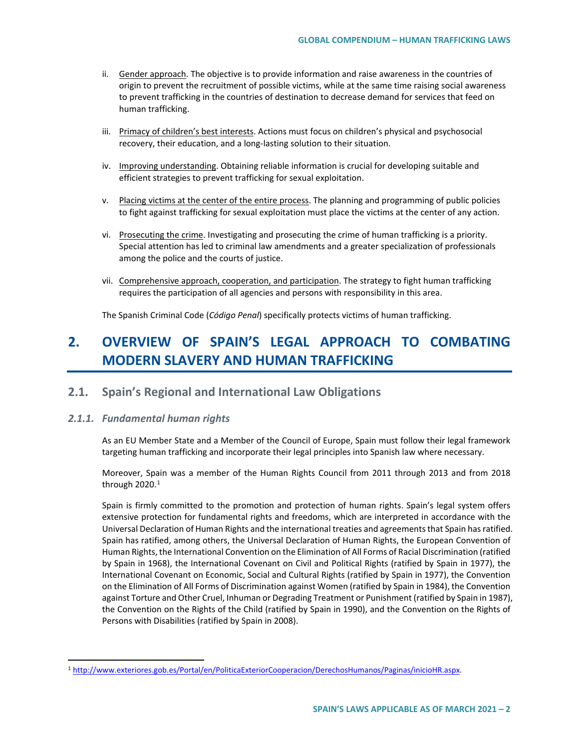ii. Gender approach. The objective is to provide information and raise awareness in the countries of origin to prevent the recruitment of possible victims, while at the same time raising social awareness to prevent trafficking in the countries of destination to decrease demand for services that feed on human trafficking.

iii. Primacy of children's best interests. Actions must focus on children's physical and psychosocial recovery, their education, and a long-lasting solution to their situation.

iv. Improving understanding. Obtaining reliable information is crucial for developing suitable and efficient strategies to prevent trafficking for sexual exploitation.

v. Placing victims at the center of the entire process. The planning and programming of public policies to fight against trafficking for sexual exploitation must place the victims at the center of any action.

vi. Prosecuting the crime. Investigating and prosecuting the crime of human trafficking is a priority. Special attention has led to criminal law amendments and a greater specialization of professionals among the police and the courts of justice.

vii. Comprehensive approach, cooperation, and participation. The strategy to fight human trafficking requires the participation of all agencies and persons with responsibility in this area.

The Spanish Criminal Code (*Código Penal*) specifically protects victims of human trafficking.

# 2. OVERVIEW OF SPAIN'S LEGAL APPROACH TO COMBATING MODERN SLAVERY AND HUMAN TRAFFICKING

## 2.1. Spain's Regional and International Law Obligations

### *2.1.1. Fundamental human rights*

As an EU Member State and a Member of the Council of Europe, Spain must follow their legal framework targeting human trafficking and incorporate their legal principles into Spanish law where necessary.

Moreover, Spain was a member of the Human Rights Council from 2011 through 2013 and from 2018 through 2020.[1]

Spain is firmly committed to the promotion and protection of human rights. Spain's legal system offers extensive protection for fundamental rights and freedoms, which are interpreted in accordance with the Universal Declaration of Human Rights and the international treaties and agreements that Spain has ratified. Spain has ratified, among others, the Universal Declaration of Human Rights, the European Convention of Human Rights, the International Convention on the Elimination of All Forms of Racial Discrimination (ratified by Spain in 1968), the International Covenant on Civil and Political Rights (ratified by Spain in 1977), the International Covenant on Economic, Social and Cultural Rights (ratified by Spain in 1977), the Convention on the Elimination of All Forms of Discrimination against Women (ratified by Spain in 1984), the Convention against Torture and Other Cruel, Inhuman or Degrading Treatment or Punishment (ratified by Spain in 1987), the Convention on the Rights of the Child (ratified by Spain in 1990), and the Convention on the Rights of Persons with Disabilities (ratified by Spain in 2008).

[1] http://www.exteriores.gob.es/Portal/en/PoliticaExteriorCooperacion/DerechosHumanos/Paginas/inicioHR.aspx.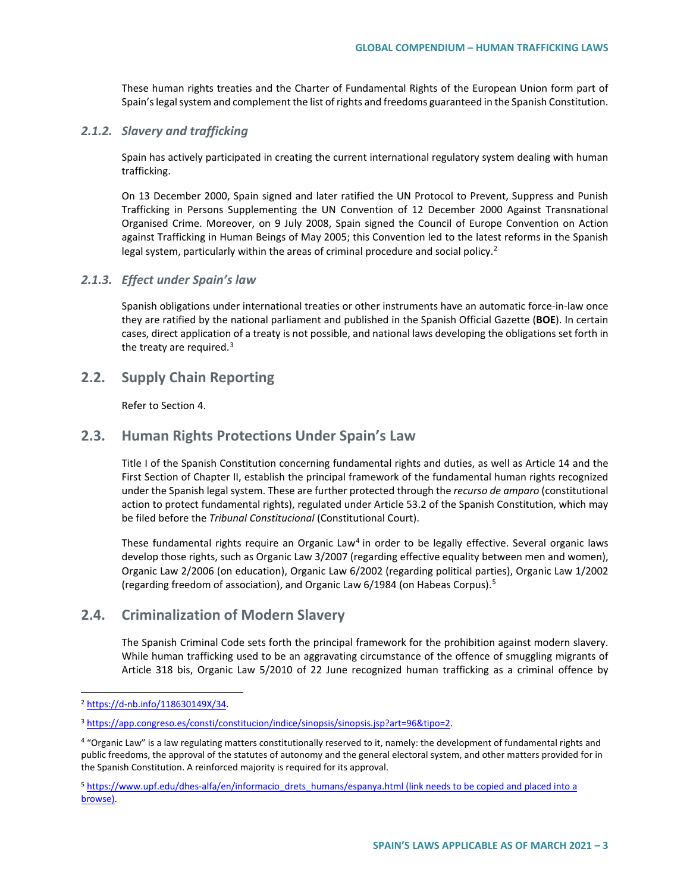These human rights treaties and the Charter of Fundamental Rights of the European Union form part of Spain's legal system and complement the list of rights and freedoms guaranteed in the Spanish Constitution.

### *2.1.2. Slavery and trafficking*

Spain has actively participated in creating the current international regulatory system dealing with human trafficking.

On 13 December 2000, Spain signed and later ratified the UN Protocol to Prevent, Suppress and Punish Trafficking in Persons Supplementing the UN Convention of 12 December 2000 Against Transnational Organised Crime. Moreover, on 9 July 2008, Spain signed the Council of Europe Convention on Action against Trafficking in Human Beings of May 2005; this Convention led to the latest reforms in the Spanish legal system, particularly within the areas of criminal procedure and social policy.[2]

### *2.1.3. Effect under Spain's law*

Spanish obligations under international treaties or other instruments have an automatic force-in-law once they are ratified by the national parliament and published in the Spanish Official Gazette (**BOE**). In certain cases, direct application of a treaty is not possible, and national laws developing the obligations set forth in the treaty are required.[3]

## 2.2. Supply Chain Reporting

Refer to Section 4.

## 2.3. Human Rights Protections Under Spain's Law

Title I of the Spanish Constitution concerning fundamental rights and duties, as well as Article 14 and the First Section of Chapter II, establish the principal framework of the fundamental human rights recognized under the Spanish legal system. These are further protected through the *recurso de amparo* (constitutional action to protect fundamental rights), regulated under Article 53.2 of the Spanish Constitution, which may be filed before the *Tribunal Constitucional* (Constitutional Court).

These fundamental rights require an Organic Law[4] in order to be legally effective. Several organic laws develop those rights, such as Organic Law 3/2007 (regarding effective equality between men and women), Organic Law 2/2006 (on education), Organic Law 6/2002 (regarding political parties), Organic Law 1/2002 (regarding freedom of association), and Organic Law 6/1984 (on Habeas Corpus).[5]

## 2.4. Criminalization of Modern Slavery

The Spanish Criminal Code sets forth the principal framework for the prohibition against modern slavery. While human trafficking used to be an aggravating circumstance of the offence of smuggling migrants of Article 318 bis, Organic Law 5/2010 of 22 June recognized human trafficking as a criminal offence by

---

[2] https://d-nb.info/118630149X/34.

[3] https://app.congreso.es/consti/constitucion/indice/sinopsis/sinopsis.jsp?art=96&tipo=2.

[4] "Organic Law" is a law regulating matters constitutionally reserved to it, namely: the development of fundamental rights and public freedoms, the approval of the statutes of autonomy and the general electoral system, and other matters provided for in the Spanish Constitution. A reinforced majority is required for its approval.

[5] https://www.upf.edu/dhes-alfa/en/informacio_drets_humans/espanya.html (link needs to be copied and placed into a browse).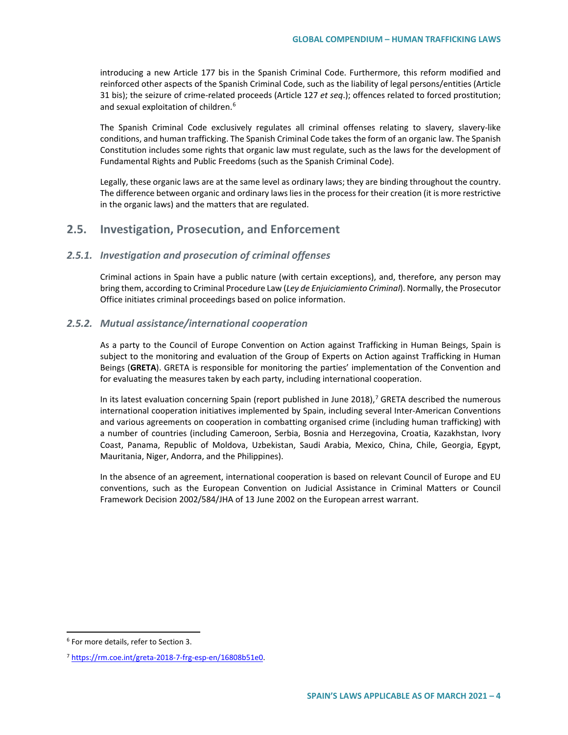introducing a new Article 177 bis in the Spanish Criminal Code. Furthermore, this reform modified and reinforced other aspects of the Spanish Criminal Code, such as the liability of legal persons/entities (Article 31 bis); the seizure of crime-related proceeds (Article 127 *et seq*.); offences related to forced prostitution; and sexual exploitation of children.[6]

The Spanish Criminal Code exclusively regulates all criminal offenses relating to slavery, slavery-like conditions, and human trafficking. The Spanish Criminal Code takes the form of an organic law. The Spanish Constitution includes some rights that organic law must regulate, such as the laws for the development of Fundamental Rights and Public Freedoms (such as the Spanish Criminal Code).

Legally, these organic laws are at the same level as ordinary laws; they are binding throughout the country. The difference between organic and ordinary laws lies in the process for their creation (it is more restrictive in the organic laws) and the matters that are regulated.

## 2.5. Investigation, Prosecution, and Enforcement

### *2.5.1. Investigation and prosecution of criminal offenses*

Criminal actions in Spain have a public nature (with certain exceptions), and, therefore, any person may bring them, according to Criminal Procedure Law (*Ley de Enjuiciamiento Criminal*). Normally, the Prosecutor Office initiates criminal proceedings based on police information.

### *2.5.2. Mutual assistance/international cooperation*

As a party to the Council of Europe Convention on Action against Trafficking in Human Beings, Spain is subject to the monitoring and evaluation of the Group of Experts on Action against Trafficking in Human Beings (**GRETA**). GRETA is responsible for monitoring the parties' implementation of the Convention and for evaluating the measures taken by each party, including international cooperation.

In its latest evaluation concerning Spain (report published in June 2018),[7] GRETA described the numerous international cooperation initiatives implemented by Spain, including several Inter-American Conventions and various agreements on cooperation in combatting organised crime (including human trafficking) with a number of countries (including Cameroon, Serbia, Bosnia and Herzegovina, Croatia, Kazakhstan, Ivory Coast, Panama, Republic of Moldova, Uzbekistan, Saudi Arabia, Mexico, China, Chile, Georgia, Egypt, Mauritania, Niger, Andorra, and the Philippines).

In the absence of an agreement, international cooperation is based on relevant Council of Europe and EU conventions, such as the European Convention on Judicial Assistance in Criminal Matters or Council Framework Decision 2002/584/JHA of 13 June 2002 on the European arrest warrant.

---

[6] For more details, refer to Section 3.

[7] https://rm.coe.int/greta-2018-7-frg-esp-en/16808b51e0.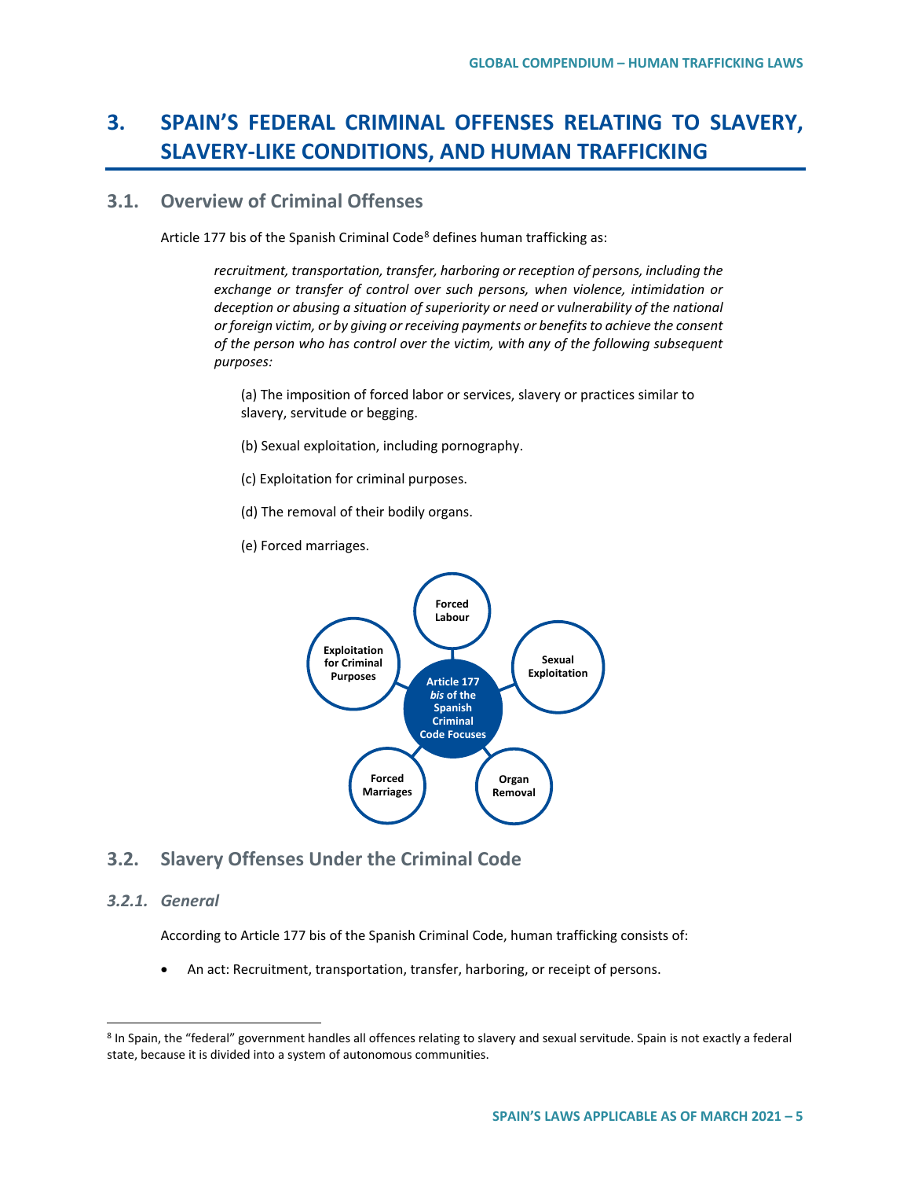# 3. SPAIN'S FEDERAL CRIMINAL OFFENSES RELATING TO SLAVERY, SLAVERY-LIKE CONDITIONS, AND HUMAN TRAFFICKING

## 3.1. Overview of Criminal Offenses

Article 177 bis of the Spanish Criminal Code[8] defines human trafficking as:

> *recruitment, transportation, transfer, harboring or reception of persons, including the exchange or transfer of control over such persons, when violence, intimidation or deception or abusing a situation of superiority or need or vulnerability of the national or foreign victim, or by giving or receiving payments or benefits to achieve the consent of the person who has control over the victim, with any of the following subsequent purposes:*
>
> (a) The imposition of forced labor or services, slavery or practices similar to slavery, servitude or begging.
>
> (b) Sexual exploitation, including pornography.
>
> (c) Exploitation for criminal purposes.
>
> (d) The removal of their bodily organs.
>
> (e) Forced marriages.

Article 177 *bis* of the Spanish Criminal Code Focuses: Forced Labour; Sexual Exploitation; Organ Removal; Forced Marriages; Exploitation for Criminal Purposes

## 3.2. Slavery Offenses Under the Criminal Code

### *3.2.1. General*

According to Article 177 bis of the Spanish Criminal Code, human trafficking consists of:

- An act: Recruitment, transportation, transfer, harboring, or receipt of persons.

---

[8] In Spain, the "federal" government handles all offences relating to slavery and sexual servitude. Spain is not exactly a federal state, because it is divided into a system of autonomous communities.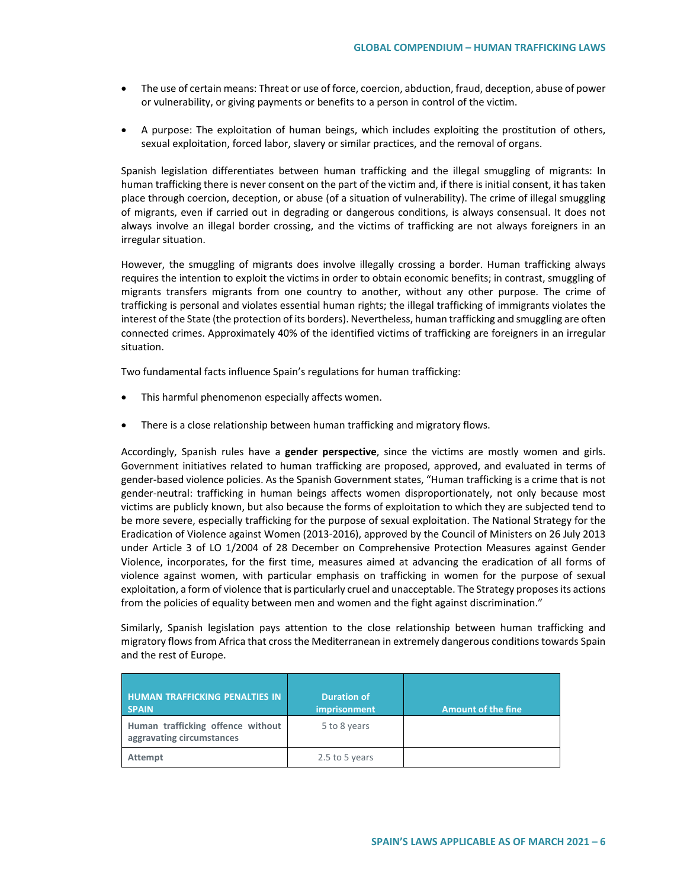- The use of certain means: Threat or use of force, coercion, abduction, fraud, deception, abuse of power or vulnerability, or giving payments or benefits to a person in control of the victim.
- A purpose: The exploitation of human beings, which includes exploiting the prostitution of others, sexual exploitation, forced labor, slavery or similar practices, and the removal of organs.

Spanish legislation differentiates between human trafficking and the illegal smuggling of migrants: In human trafficking there is never consent on the part of the victim and, if there is initial consent, it has taken place through coercion, deception, or abuse (of a situation of vulnerability). The crime of illegal smuggling of migrants, even if carried out in degrading or dangerous conditions, is always consensual. It does not always involve an illegal border crossing, and the victims of trafficking are not always foreigners in an irregular situation.

However, the smuggling of migrants does involve illegally crossing a border. Human trafficking always requires the intention to exploit the victims in order to obtain economic benefits; in contrast, smuggling of migrants transfers migrants from one country to another, without any other purpose. The crime of trafficking is personal and violates essential human rights; the illegal trafficking of immigrants violates the interest of the State (the protection of its borders). Nevertheless, human trafficking and smuggling are often connected crimes. Approximately 40% of the identified victims of trafficking are foreigners in an irregular situation.

Two fundamental facts influence Spain's regulations for human trafficking:

- This harmful phenomenon especially affects women.
- There is a close relationship between human trafficking and migratory flows.

Accordingly, Spanish rules have a **gender perspective**, since the victims are mostly women and girls. Government initiatives related to human trafficking are proposed, approved, and evaluated in terms of gender-based violence policies. As the Spanish Government states, "Human trafficking is a crime that is not gender-neutral: trafficking in human beings affects women disproportionately, not only because most victims are publicly known, but also because the forms of exploitation to which they are subjected tend to be more severe, especially trafficking for the purpose of sexual exploitation. The National Strategy for the Eradication of Violence against Women (2013-2016), approved by the Council of Ministers on 26 July 2013 under Article 3 of LO 1/2004 of 28 December on Comprehensive Protection Measures against Gender Violence, incorporates, for the first time, measures aimed at advancing the eradication of all forms of violence against women, with particular emphasis on trafficking in women for the purpose of sexual exploitation, a form of violence that is particularly cruel and unacceptable. The Strategy proposes its actions from the policies of equality between men and women and the fight against discrimination."

Similarly, Spanish legislation pays attention to the close relationship between human trafficking and migratory flows from Africa that cross the Mediterranean in extremely dangerous conditions towards Spain and the rest of Europe.

| HUMAN TRAFFICKING PENALTIES IN SPAIN | Duration of imprisonment | Amount of the fine |
|---|---|---|
| Human trafficking offence without aggravating circumstances | 5 to 8 years | |
| Attempt | 2.5 to 5 years | |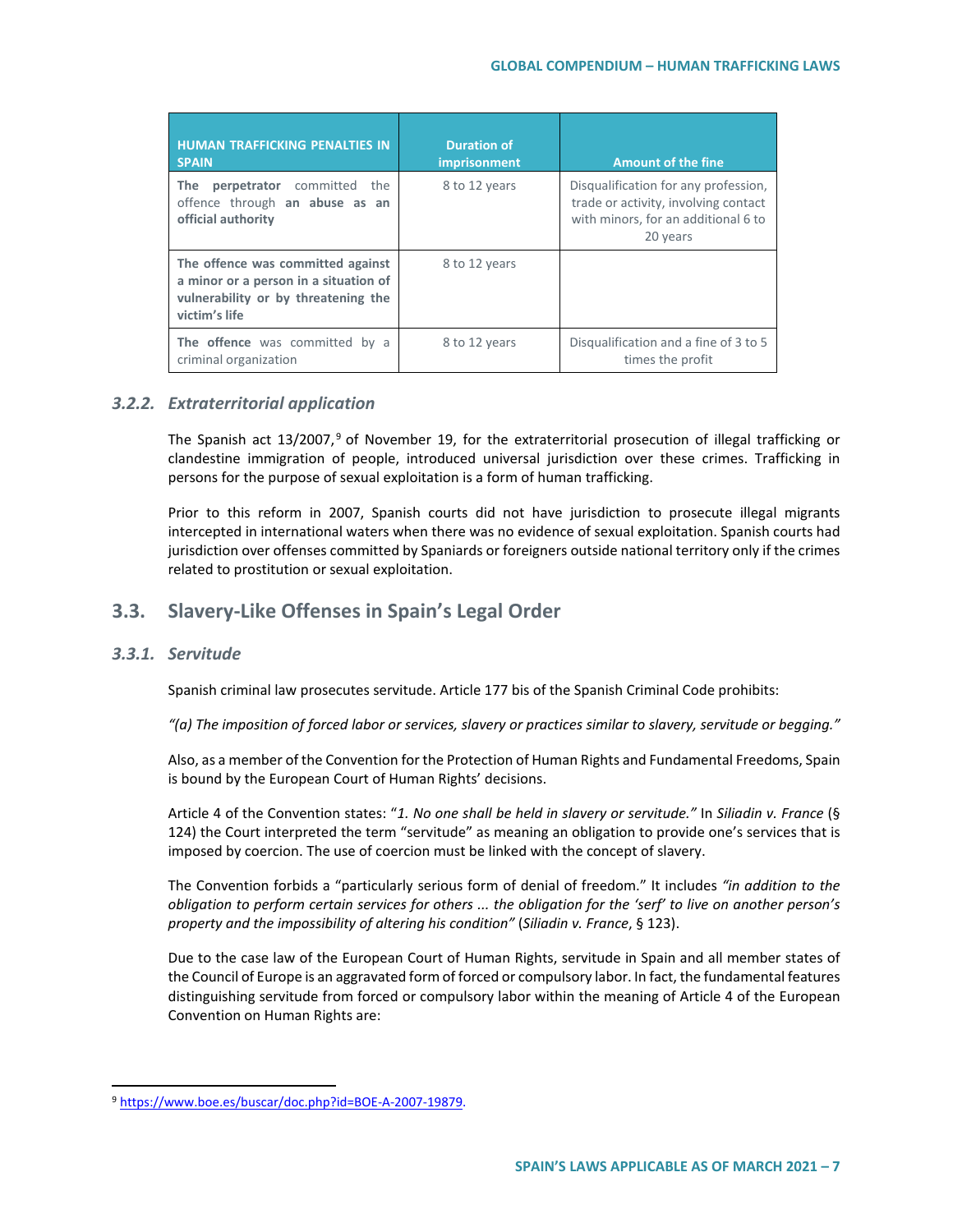| HUMAN TRAFFICKING PENALTIES IN SPAIN | Duration of imprisonment | Amount of the fine |
|---|---|---|
| **The perpetrator** committed the offence through **an abuse as an official authority** | 8 to 12 years | Disqualification for any profession, trade or activity, involving contact with minors, for an additional 6 to 20 years |
| **The offence was committed against a minor or a person in a situation of vulnerability or by threatening the victim's life** | 8 to 12 years | |
| **The offence** was committed by a criminal organization | 8 to 12 years | Disqualification and a fine of 3 to 5 times the profit |

### 3.2.2. *Extraterritorial application*

The Spanish act 13/2007,[9] of November 19, for the extraterritorial prosecution of illegal trafficking or clandestine immigration of people, introduced universal jurisdiction over these crimes. Trafficking in persons for the purpose of sexual exploitation is a form of human trafficking.

Prior to this reform in 2007, Spanish courts did not have jurisdiction to prosecute illegal migrants intercepted in international waters when there was no evidence of sexual exploitation. Spanish courts had jurisdiction over offenses committed by Spaniards or foreigners outside national territory only if the crimes related to prostitution or sexual exploitation.

## 3.3. Slavery-Like Offenses in Spain's Legal Order

### 3.3.1. *Servitude*

Spanish criminal law prosecutes servitude. Article 177 bis of the Spanish Criminal Code prohibits:

*"(a) The imposition of forced labor or services, slavery or practices similar to slavery, servitude or begging."*

Also, as a member of the Convention for the Protection of Human Rights and Fundamental Freedoms, Spain is bound by the European Court of Human Rights' decisions.

Article 4 of the Convention states: "*1. No one shall be held in slavery or servitude.*" In *Siliadin v. France* (§ 124) the Court interpreted the term "servitude" as meaning an obligation to provide one's services that is imposed by coercion. The use of coercion must be linked with the concept of slavery.

The Convention forbids a "particularly serious form of denial of freedom." It includes *"in addition to the obligation to perform certain services for others ... the obligation for the 'serf' to live on another person's property and the impossibility of altering his condition"* (*Siliadin v. France*, § 123).

Due to the case law of the European Court of Human Rights, servitude in Spain and all member states of the Council of Europe is an aggravated form of forced or compulsory labor. In fact, the fundamental features distinguishing servitude from forced or compulsory labor within the meaning of Article 4 of the European Convention on Human Rights are:

[9] https://www.boe.es/buscar/doc.php?id=BOE-A-2007-19879.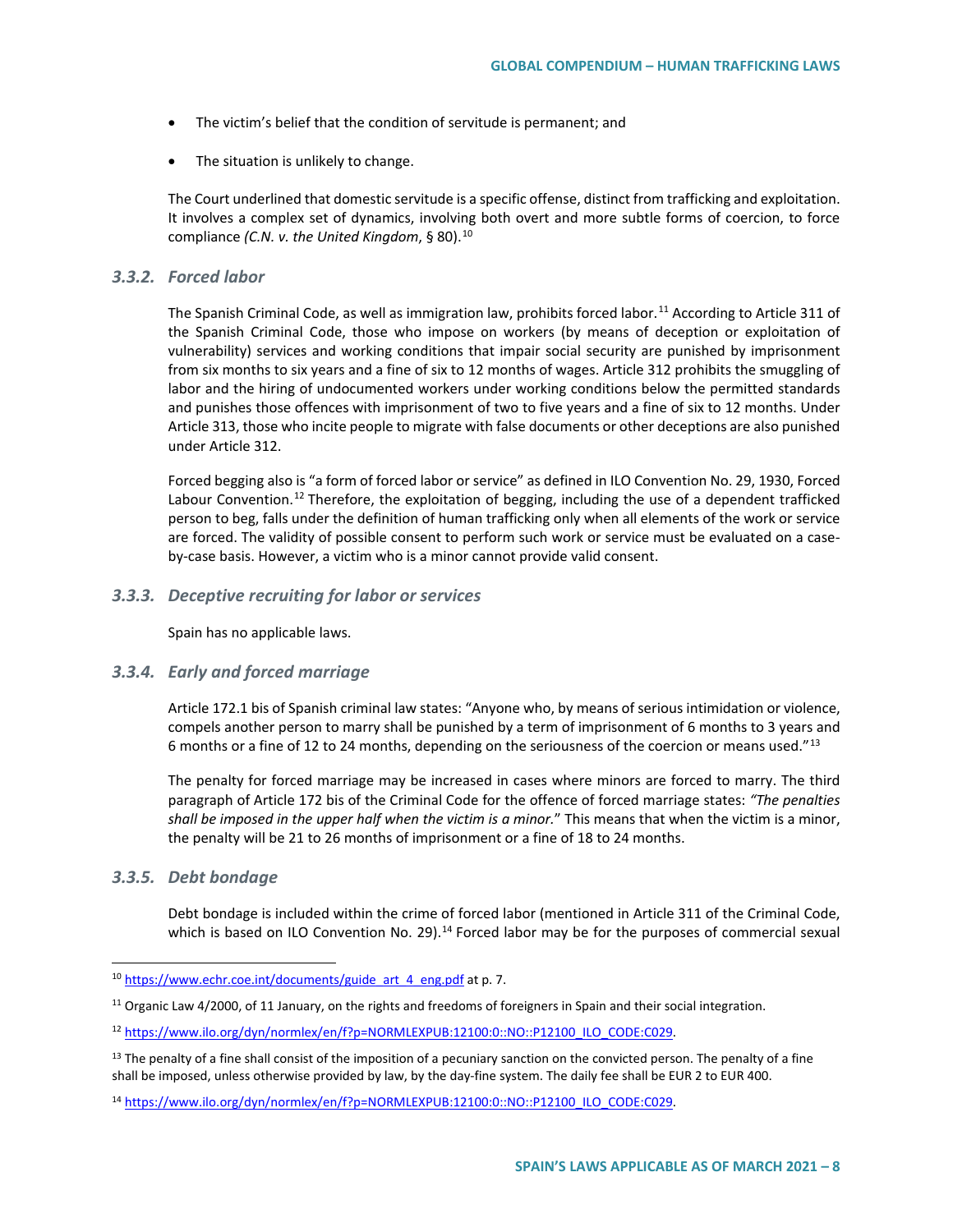- The victim's belief that the condition of servitude is permanent; and
- The situation is unlikely to change.

The Court underlined that domestic servitude is a specific offense, distinct from trafficking and exploitation. It involves a complex set of dynamics, involving both overt and more subtle forms of coercion, to force compliance *(C.N. v. the United Kingdom*, § 80).[10]

### *3.3.2. Forced labor*

The Spanish Criminal Code, as well as immigration law, prohibits forced labor.[11] According to Article 311 of the Spanish Criminal Code, those who impose on workers (by means of deception or exploitation of vulnerability) services and working conditions that impair social security are punished by imprisonment from six months to six years and a fine of six to 12 months of wages. Article 312 prohibits the smuggling of labor and the hiring of undocumented workers under working conditions below the permitted standards and punishes those offences with imprisonment of two to five years and a fine of six to 12 months. Under Article 313, those who incite people to migrate with false documents or other deceptions are also punished under Article 312.

Forced begging also is "a form of forced labor or service" as defined in ILO Convention No. 29, 1930, Forced Labour Convention.[12] Therefore, the exploitation of begging, including the use of a dependent trafficked person to beg, falls under the definition of human trafficking only when all elements of the work or service are forced. The validity of possible consent to perform such work or service must be evaluated on a case-by-case basis. However, a victim who is a minor cannot provide valid consent.

### *3.3.3. Deceptive recruiting for labor or services*

Spain has no applicable laws.

### *3.3.4. Early and forced marriage*

Article 172.1 bis of Spanish criminal law states: "Anyone who, by means of serious intimidation or violence, compels another person to marry shall be punished by a term of imprisonment of 6 months to 3 years and 6 months or a fine of 12 to 24 months, depending on the seriousness of the coercion or means used."[13]

The penalty for forced marriage may be increased in cases where minors are forced to marry. The third paragraph of Article 172 bis of the Criminal Code for the offence of forced marriage states: *"The penalties shall be imposed in the upper half when the victim is a minor.*" This means that when the victim is a minor, the penalty will be 21 to 26 months of imprisonment or a fine of 18 to 24 months.

### *3.3.5. Debt bondage*

Debt bondage is included within the crime of forced labor (mentioned in Article 311 of the Criminal Code, which is based on ILO Convention No. 29).[14] Forced labor may be for the purposes of commercial sexual

---

[10] https://www.echr.coe.int/documents/guide_art_4_eng.pdf at p. 7.

[11] Organic Law 4/2000, of 11 January, on the rights and freedoms of foreigners in Spain and their social integration.

[12] https://www.ilo.org/dyn/normlex/en/f?p=NORMLEXPUB:12100:0::NO::P12100_ILO_CODE:C029.

[13] The penalty of a fine shall consist of the imposition of a pecuniary sanction on the convicted person. The penalty of a fine shall be imposed, unless otherwise provided by law, by the day-fine system. The daily fee shall be EUR 2 to EUR 400.

[14] https://www.ilo.org/dyn/normlex/en/f?p=NORMLEXPUB:12100:0::NO::P12100_ILO_CODE:C029.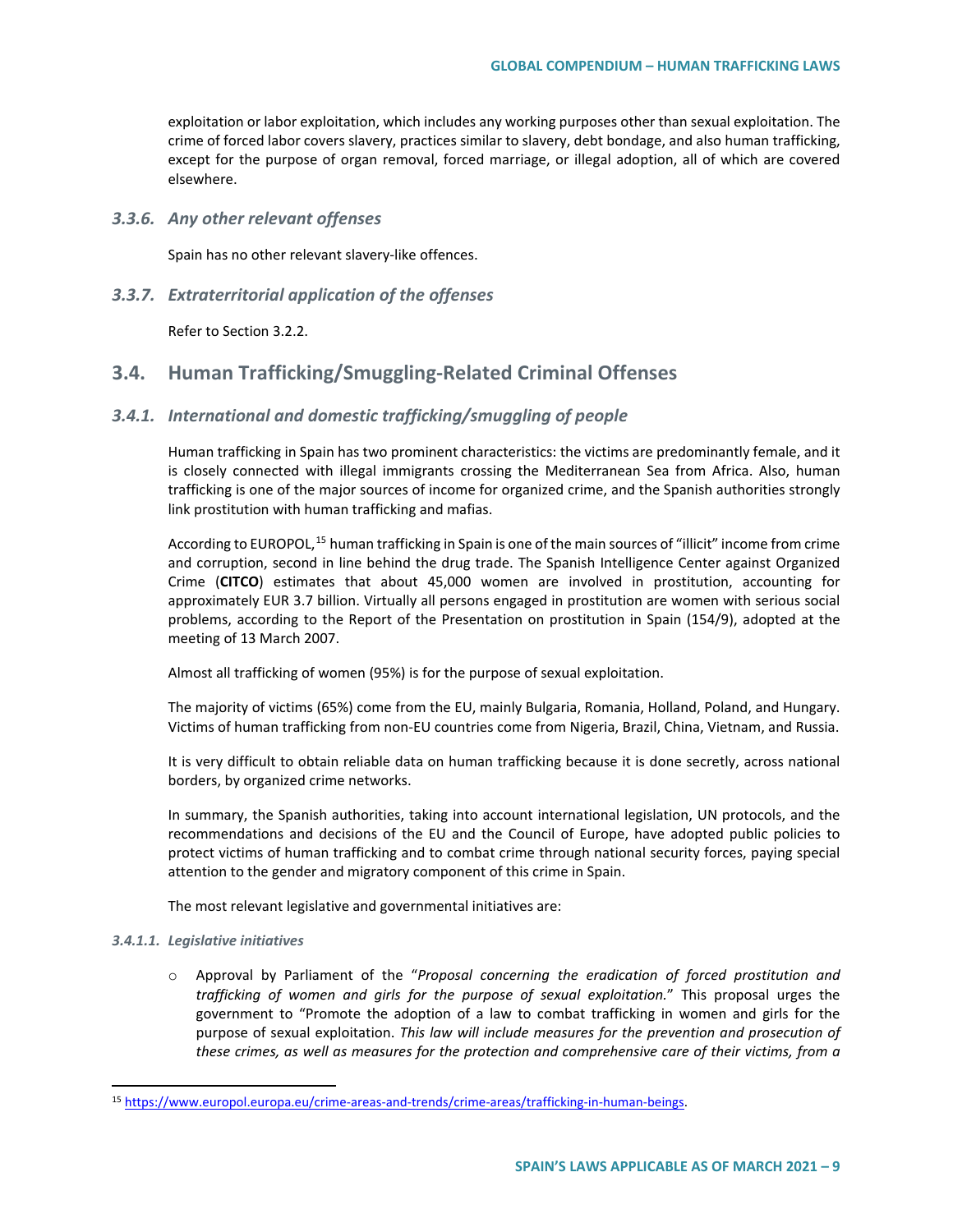exploitation or labor exploitation, which includes any working purposes other than sexual exploitation. The crime of forced labor covers slavery, practices similar to slavery, debt bondage, and also human trafficking, except for the purpose of organ removal, forced marriage, or illegal adoption, all of which are covered elsewhere.

### *3.3.6. Any other relevant offenses*

Spain has no other relevant slavery-like offences.

### *3.3.7. Extraterritorial application of the offenses*

Refer to Section 3.2.2.

## 3.4. Human Trafficking/Smuggling-Related Criminal Offenses

### *3.4.1. International and domestic trafficking/smuggling of people*

Human trafficking in Spain has two prominent characteristics: the victims are predominantly female, and it is closely connected with illegal immigrants crossing the Mediterranean Sea from Africa. Also, human trafficking is one of the major sources of income for organized crime, and the Spanish authorities strongly link prostitution with human trafficking and mafias.

According to EUROPOL,[15] human trafficking in Spain is one of the main sources of "illicit" income from crime and corruption, second in line behind the drug trade. The Spanish Intelligence Center against Organized Crime (**CITCO**) estimates that about 45,000 women are involved in prostitution, accounting for approximately EUR 3.7 billion. Virtually all persons engaged in prostitution are women with serious social problems, according to the Report of the Presentation on prostitution in Spain (154/9), adopted at the meeting of 13 March 2007.

Almost all trafficking of women (95%) is for the purpose of sexual exploitation.

The majority of victims (65%) come from the EU, mainly Bulgaria, Romania, Holland, Poland, and Hungary. Victims of human trafficking from non-EU countries come from Nigeria, Brazil, China, Vietnam, and Russia.

It is very difficult to obtain reliable data on human trafficking because it is done secretly, across national borders, by organized crime networks.

In summary, the Spanish authorities, taking into account international legislation, UN protocols, and the recommendations and decisions of the EU and the Council of Europe, have adopted public policies to protect victims of human trafficking and to combat crime through national security forces, paying special attention to the gender and migratory component of this crime in Spain.

The most relevant legislative and governmental initiatives are:

#### *3.4.1.1. Legislative initiatives*

- Approval by Parliament of the "*Proposal concerning the eradication of forced prostitution and trafficking of women and girls for the purpose of sexual exploitation.*" This proposal urges the government to "Promote the adoption of a law to combat trafficking in women and girls for the purpose of sexual exploitation. *This law will include measures for the prevention and prosecution of these crimes, as well as measures for the protection and comprehensive care of their victims, from a*

[15] https://www.europol.europa.eu/crime-areas-and-trends/crime-areas/trafficking-in-human-beings.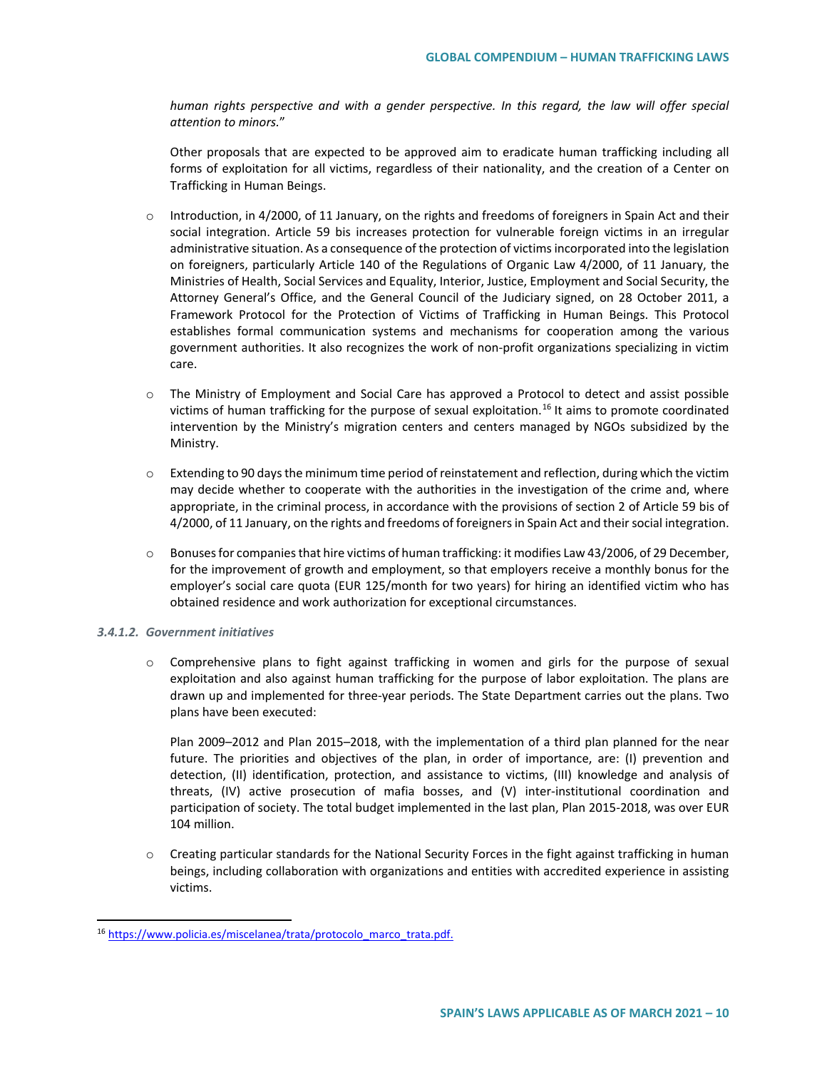*human rights perspective and with a gender perspective. In this regard, the law will offer special attention to minors.*"

Other proposals that are expected to be approved aim to eradicate human trafficking including all forms of exploitation for all victims, regardless of their nationality, and the creation of a Center on Trafficking in Human Beings.

- Introduction, in 4/2000, of 11 January, on the rights and freedoms of foreigners in Spain Act and their social integration. Article 59 bis increases protection for vulnerable foreign victims in an irregular administrative situation. As a consequence of the protection of victims incorporated into the legislation on foreigners, particularly Article 140 of the Regulations of Organic Law 4/2000, of 11 January, the Ministries of Health, Social Services and Equality, Interior, Justice, Employment and Social Security, the Attorney General's Office, and the General Council of the Judiciary signed, on 28 October 2011, a Framework Protocol for the Protection of Victims of Trafficking in Human Beings. This Protocol establishes formal communication systems and mechanisms for cooperation among the various government authorities. It also recognizes the work of non-profit organizations specializing in victim care.

- The Ministry of Employment and Social Care has approved a Protocol to detect and assist possible victims of human trafficking for the purpose of sexual exploitation.[16] It aims to promote coordinated intervention by the Ministry's migration centers and centers managed by NGOs subsidized by the Ministry.

- Extending to 90 days the minimum time period of reinstatement and reflection, during which the victim may decide whether to cooperate with the authorities in the investigation of the crime and, where appropriate, in the criminal process, in accordance with the provisions of section 2 of Article 59 bis of 4/2000, of 11 January, on the rights and freedoms of foreigners in Spain Act and their social integration.

- Bonuses for companies that hire victims of human trafficking: it modifies Law 43/2006, of 29 December, for the improvement of growth and employment, so that employers receive a monthly bonus for the employer's social care quota (EUR 125/month for two years) for hiring an identified victim who has obtained residence and work authorization for exceptional circumstances.

#### *3.4.1.2. Government initiatives*

- Comprehensive plans to fight against trafficking in women and girls for the purpose of sexual exploitation and also against human trafficking for the purpose of labor exploitation. The plans are drawn up and implemented for three-year periods. The State Department carries out the plans. Two plans have been executed:

  Plan 2009–2012 and Plan 2015–2018, with the implementation of a third plan planned for the near future. The priorities and objectives of the plan, in order of importance, are: (I) prevention and detection, (II) identification, protection, and assistance to victims, (III) knowledge and analysis of threats, (IV) active prosecution of mafia bosses, and (V) inter-institutional coordination and participation of society. The total budget implemented in the last plan, Plan 2015-2018, was over EUR 104 million.

- Creating particular standards for the National Security Forces in the fight against trafficking in human beings, including collaboration with organizations and entities with accredited experience in assisting victims.

---

[16] https://www.policia.es/miscelanea/trata/protocolo_marco_trata.pdf.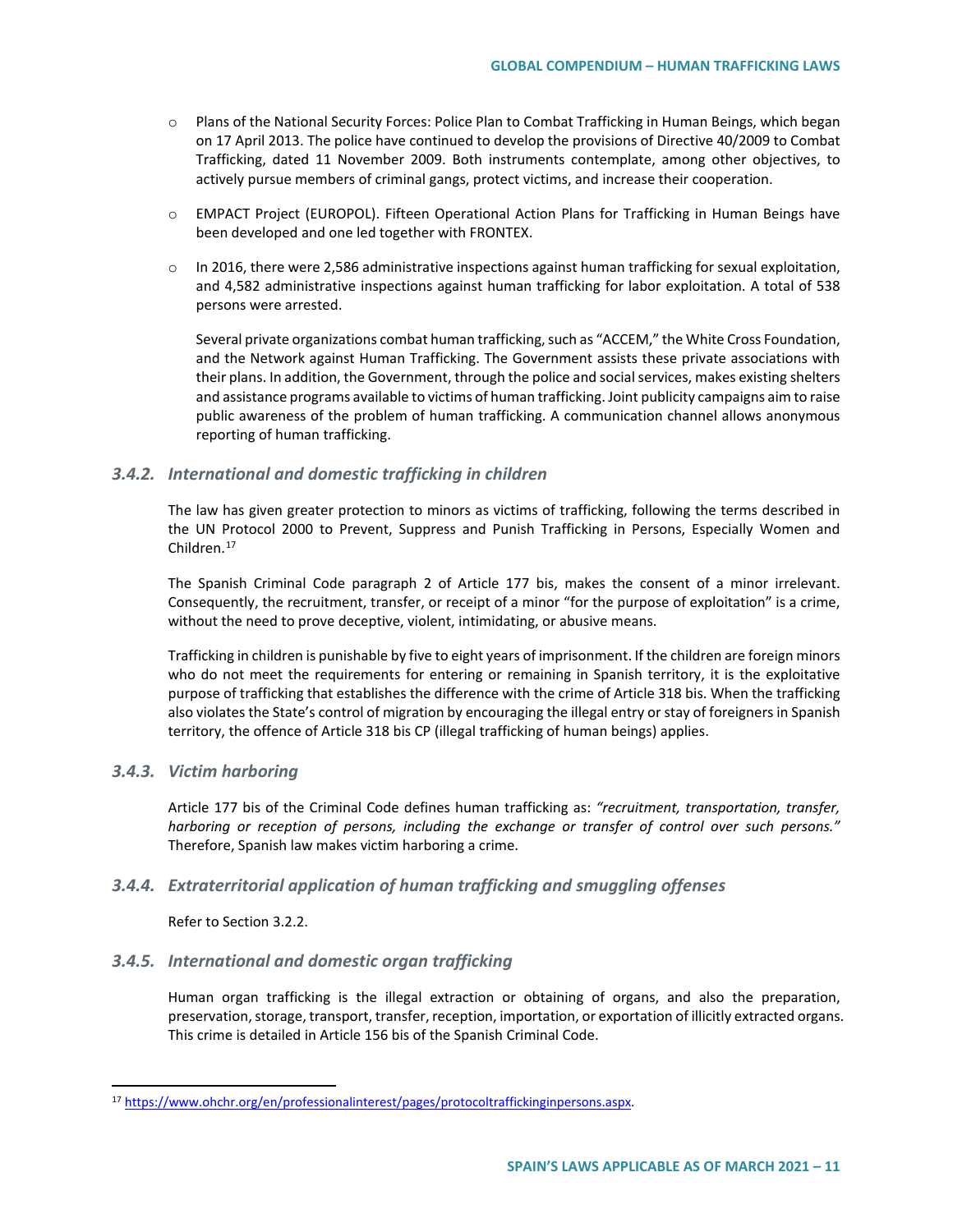- Plans of the National Security Forces: Police Plan to Combat Trafficking in Human Beings, which began on 17 April 2013. The police have continued to develop the provisions of Directive 40/2009 to Combat Trafficking, dated 11 November 2009. Both instruments contemplate, among other objectives, to actively pursue members of criminal gangs, protect victims, and increase their cooperation.

- EMPACT Project (EUROPOL). Fifteen Operational Action Plans for Trafficking in Human Beings have been developed and one led together with FRONTEX.

- In 2016, there were 2,586 administrative inspections against human trafficking for sexual exploitation, and 4,582 administrative inspections against human trafficking for labor exploitation. A total of 538 persons were arrested.

  Several private organizations combat human trafficking, such as "ACCEM," the White Cross Foundation, and the Network against Human Trafficking. The Government assists these private associations with their plans. In addition, the Government, through the police and social services, makes existing shelters and assistance programs available to victims of human trafficking. Joint publicity campaigns aim to raise public awareness of the problem of human trafficking. A communication channel allows anonymous reporting of human trafficking.

### 3.4.2. International and domestic trafficking in children

The law has given greater protection to minors as victims of trafficking, following the terms described in the UN Protocol 2000 to Prevent, Suppress and Punish Trafficking in Persons, Especially Women and Children.[17]

The Spanish Criminal Code paragraph 2 of Article 177 bis, makes the consent of a minor irrelevant. Consequently, the recruitment, transfer, or receipt of a minor "for the purpose of exploitation" is a crime, without the need to prove deceptive, violent, intimidating, or abusive means.

Trafficking in children is punishable by five to eight years of imprisonment. If the children are foreign minors who do not meet the requirements for entering or remaining in Spanish territory, it is the exploitative purpose of trafficking that establishes the difference with the crime of Article 318 bis. When the trafficking also violates the State's control of migration by encouraging the illegal entry or stay of foreigners in Spanish territory, the offence of Article 318 bis CP (illegal trafficking of human beings) applies.

### 3.4.3. Victim harboring

Article 177 bis of the Criminal Code defines human trafficking as: *"recruitment, transportation, transfer, harboring or reception of persons, including the exchange or transfer of control over such persons."* Therefore, Spanish law makes victim harboring a crime.

### 3.4.4. Extraterritorial application of human trafficking and smuggling offenses

Refer to Section 3.2.2.

### 3.4.5. International and domestic organ trafficking

Human organ trafficking is the illegal extraction or obtaining of organs, and also the preparation, preservation, storage, transport, transfer, reception, importation, or exportation of illicitly extracted organs. This crime is detailed in Article 156 bis of the Spanish Criminal Code.

---

[17] https://www.ohchr.org/en/professionalinterest/pages/protocoltraffickinginpersons.aspx.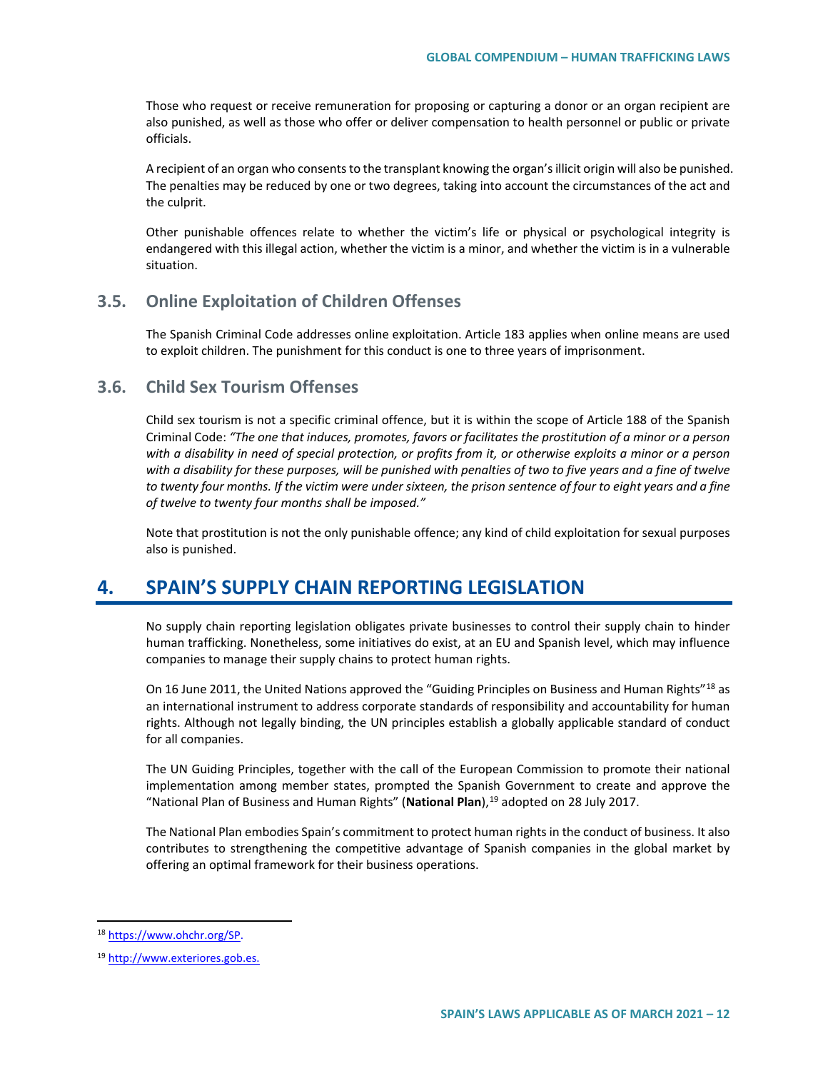Those who request or receive remuneration for proposing or capturing a donor or an organ recipient are also punished, as well as those who offer or deliver compensation to health personnel or public or private officials.

A recipient of an organ who consents to the transplant knowing the organ's illicit origin will also be punished. The penalties may be reduced by one or two degrees, taking into account the circumstances of the act and the culprit.

Other punishable offences relate to whether the victim's life or physical or psychological integrity is endangered with this illegal action, whether the victim is a minor, and whether the victim is in a vulnerable situation.

### 3.5. Online Exploitation of Children Offenses

The Spanish Criminal Code addresses online exploitation. Article 183 applies when online means are used to exploit children. The punishment for this conduct is one to three years of imprisonment.

### 3.6. Child Sex Tourism Offenses

Child sex tourism is not a specific criminal offence, but it is within the scope of Article 188 of the Spanish Criminal Code: *"The one that induces, promotes, favors or facilitates the prostitution of a minor or a person with a disability in need of special protection, or profits from it, or otherwise exploits a minor or a person with a disability for these purposes, will be punished with penalties of two to five years and a fine of twelve to twenty four months. If the victim were under sixteen, the prison sentence of four to eight years and a fine of twelve to twenty four months shall be imposed."*

Note that prostitution is not the only punishable offence; any kind of child exploitation for sexual purposes also is punished.

## 4. SPAIN'S SUPPLY CHAIN REPORTING LEGISLATION

No supply chain reporting legislation obligates private businesses to control their supply chain to hinder human trafficking. Nonetheless, some initiatives do exist, at an EU and Spanish level, which may influence companies to manage their supply chains to protect human rights.

On 16 June 2011, the United Nations approved the "Guiding Principles on Business and Human Rights"[18] as an international instrument to address corporate standards of responsibility and accountability for human rights. Although not legally binding, the UN principles establish a globally applicable standard of conduct for all companies.

The UN Guiding Principles, together with the call of the European Commission to promote their national implementation among member states, prompted the Spanish Government to create and approve the "National Plan of Business and Human Rights" (**National Plan**),[19] adopted on 28 July 2017.

The National Plan embodies Spain's commitment to protect human rights in the conduct of business. It also contributes to strengthening the competitive advantage of Spanish companies in the global market by offering an optimal framework for their business operations.

---

[18] https://www.ohchr.org/SP.

[19] http://www.exteriores.gob.es.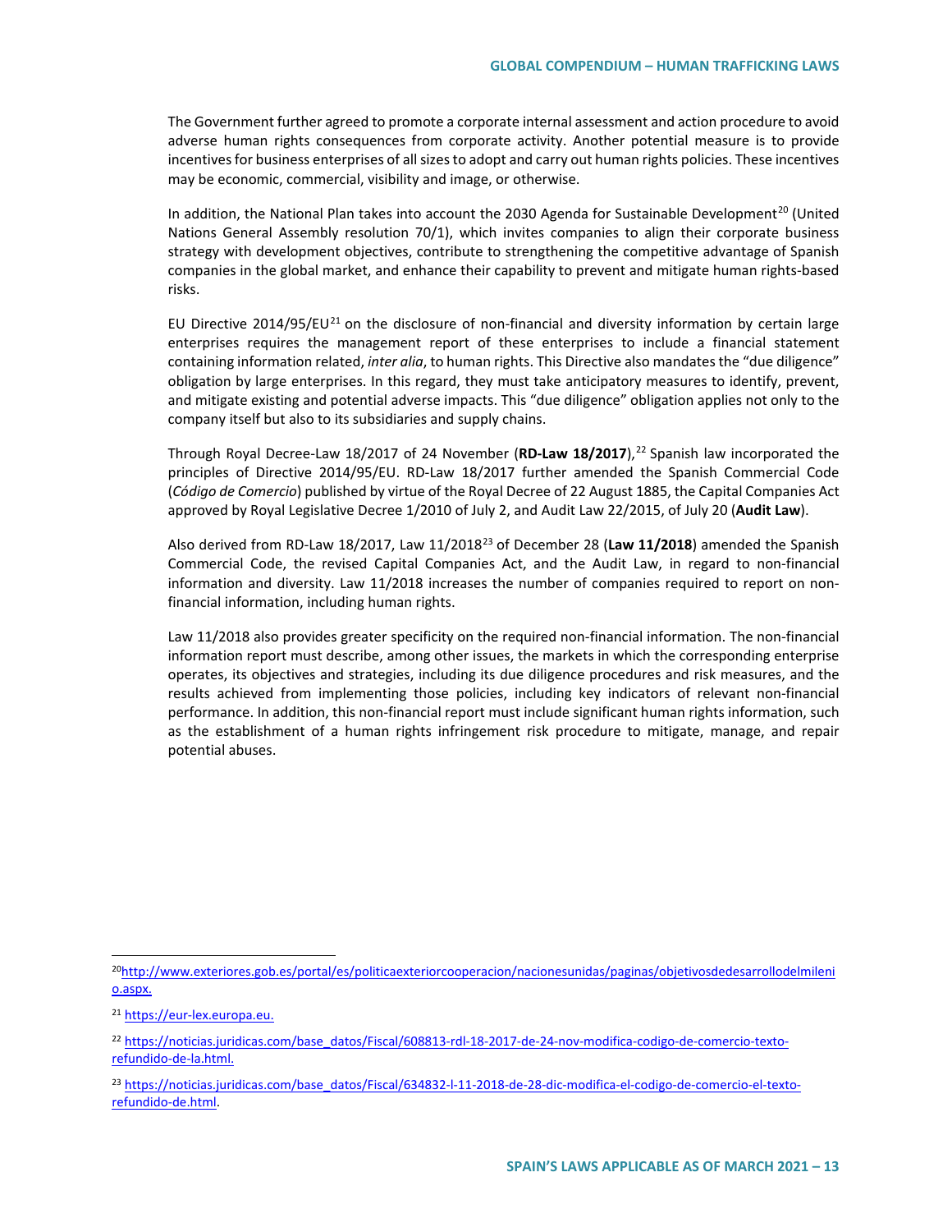The Government further agreed to promote a corporate internal assessment and action procedure to avoid adverse human rights consequences from corporate activity. Another potential measure is to provide incentives for business enterprises of all sizes to adopt and carry out human rights policies. These incentives may be economic, commercial, visibility and image, or otherwise.

In addition, the National Plan takes into account the 2030 Agenda for Sustainable Development[20] (United Nations General Assembly resolution 70/1), which invites companies to align their corporate business strategy with development objectives, contribute to strengthening the competitive advantage of Spanish companies in the global market, and enhance their capability to prevent and mitigate human rights-based risks.

EU Directive 2014/95/EU[21] on the disclosure of non-financial and diversity information by certain large enterprises requires the management report of these enterprises to include a financial statement containing information related, *inter alia*, to human rights. This Directive also mandates the "due diligence" obligation by large enterprises. In this regard, they must take anticipatory measures to identify, prevent, and mitigate existing and potential adverse impacts. This "due diligence" obligation applies not only to the company itself but also to its subsidiaries and supply chains.

Through Royal Decree-Law 18/2017 of 24 November (**RD-Law 18/2017**),[22] Spanish law incorporated the principles of Directive 2014/95/EU. RD-Law 18/2017 further amended the Spanish Commercial Code (*Código de Comercio*) published by virtue of the Royal Decree of 22 August 1885, the Capital Companies Act approved by Royal Legislative Decree 1/2010 of July 2, and Audit Law 22/2015, of July 20 (**Audit Law**).

Also derived from RD-Law 18/2017, Law 11/2018[23] of December 28 (**Law 11/2018**) amended the Spanish Commercial Code, the revised Capital Companies Act, and the Audit Law, in regard to non-financial information and diversity. Law 11/2018 increases the number of companies required to report on non-financial information, including human rights.

Law 11/2018 also provides greater specificity on the required non-financial information. The non-financial information report must describe, among other issues, the markets in which the corresponding enterprise operates, its objectives and strategies, including its due diligence procedures and risk measures, and the results achieved from implementing those policies, including key indicators of relevant non-financial performance. In addition, this non-financial report must include significant human rights information, such as the establishment of a human rights infringement risk procedure to mitigate, manage, and repair potential abuses.

---

[20] http://www.exteriores.gob.es/portal/es/politicaexteriorcooperacion/nacionesunidas/paginas/objetivosdedesarrollodelmilenio.aspx.

[21] https://eur-lex.europa.eu.

[22] https://noticias.juridicas.com/base_datos/Fiscal/608813-rdl-18-2017-de-24-nov-modifica-codigo-de-comercio-texto-refundido-de-la.html.

[23] https://noticias.juridicas.com/base_datos/Fiscal/634832-l-11-2018-de-28-dic-modifica-el-codigo-de-comercio-el-texto-refundido-de.html.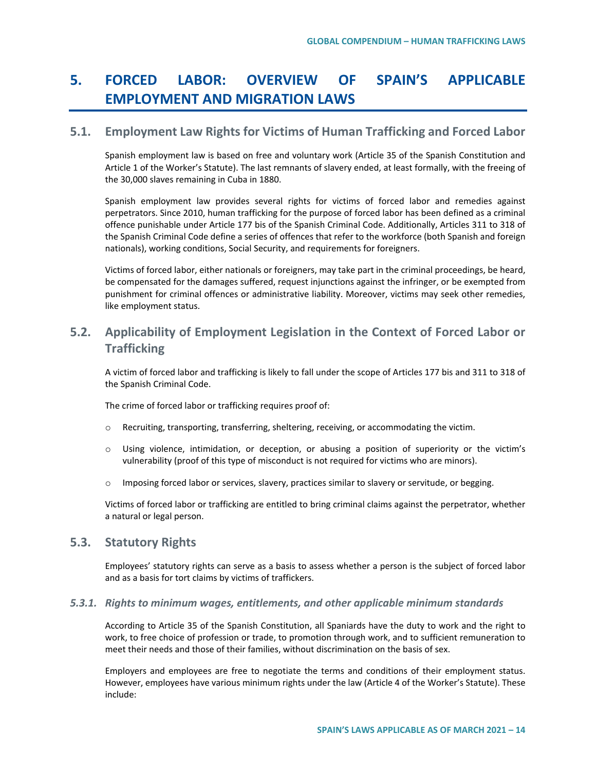# 5. FORCED LABOR: OVERVIEW OF SPAIN'S APPLICABLE EMPLOYMENT AND MIGRATION LAWS

## 5.1. Employment Law Rights for Victims of Human Trafficking and Forced Labor

Spanish employment law is based on free and voluntary work (Article 35 of the Spanish Constitution and Article 1 of the Worker's Statute). The last remnants of slavery ended, at least formally, with the freeing of the 30,000 slaves remaining in Cuba in 1880.

Spanish employment law provides several rights for victims of forced labor and remedies against perpetrators. Since 2010, human trafficking for the purpose of forced labor has been defined as a criminal offence punishable under Article 177 bis of the Spanish Criminal Code. Additionally, Articles 311 to 318 of the Spanish Criminal Code define a series of offences that refer to the workforce (both Spanish and foreign nationals), working conditions, Social Security, and requirements for foreigners.

Victims of forced labor, either nationals or foreigners, may take part in the criminal proceedings, be heard, be compensated for the damages suffered, request injunctions against the infringer, or be exempted from punishment for criminal offences or administrative liability. Moreover, victims may seek other remedies, like employment status.

## 5.2. Applicability of Employment Legislation in the Context of Forced Labor or Trafficking

A victim of forced labor and trafficking is likely to fall under the scope of Articles 177 bis and 311 to 318 of the Spanish Criminal Code.

The crime of forced labor or trafficking requires proof of:

- Recruiting, transporting, transferring, sheltering, receiving, or accommodating the victim.
- Using violence, intimidation, or deception, or abusing a position of superiority or the victim's vulnerability (proof of this type of misconduct is not required for victims who are minors).
- Imposing forced labor or services, slavery, practices similar to slavery or servitude, or begging.

Victims of forced labor or trafficking are entitled to bring criminal claims against the perpetrator, whether a natural or legal person.

## 5.3. Statutory Rights

Employees' statutory rights can serve as a basis to assess whether a person is the subject of forced labor and as a basis for tort claims by victims of traffickers.

### *5.3.1. Rights to minimum wages, entitlements, and other applicable minimum standards*

According to Article 35 of the Spanish Constitution, all Spaniards have the duty to work and the right to work, to free choice of profession or trade, to promotion through work, and to sufficient remuneration to meet their needs and those of their families, without discrimination on the basis of sex.

Employers and employees are free to negotiate the terms and conditions of their employment status. However, employees have various minimum rights under the law (Article 4 of the Worker's Statute). These include: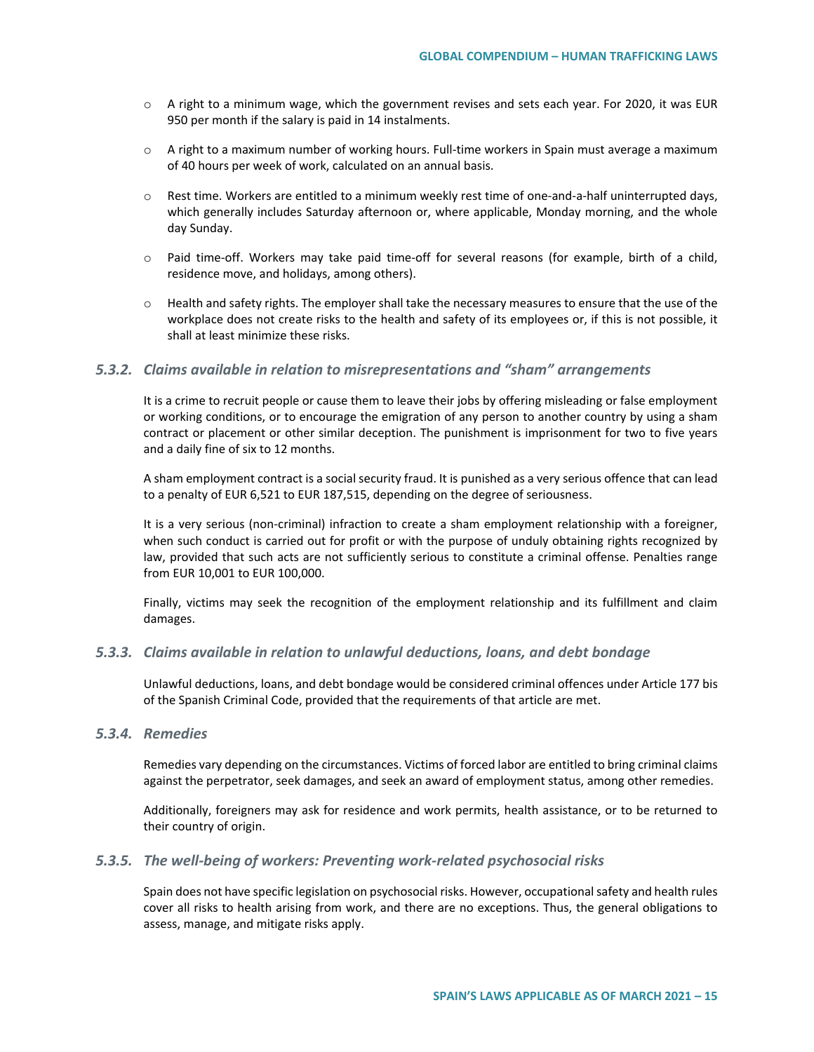- A right to a minimum wage, which the government revises and sets each year. For 2020, it was EUR 950 per month if the salary is paid in 14 instalments.
- A right to a maximum number of working hours. Full-time workers in Spain must average a maximum of 40 hours per week of work, calculated on an annual basis.
- Rest time. Workers are entitled to a minimum weekly rest time of one-and-a-half uninterrupted days, which generally includes Saturday afternoon or, where applicable, Monday morning, and the whole day Sunday.
- Paid time-off. Workers may take paid time-off for several reasons (for example, birth of a child, residence move, and holidays, among others).
- Health and safety rights. The employer shall take the necessary measures to ensure that the use of the workplace does not create risks to the health and safety of its employees or, if this is not possible, it shall at least minimize these risks.

### *5.3.2. Claims available in relation to misrepresentations and "sham" arrangements*

It is a crime to recruit people or cause them to leave their jobs by offering misleading or false employment or working conditions, or to encourage the emigration of any person to another country by using a sham contract or placement or other similar deception. The punishment is imprisonment for two to five years and a daily fine of six to 12 months.

A sham employment contract is a social security fraud. It is punished as a very serious offence that can lead to a penalty of EUR 6,521 to EUR 187,515, depending on the degree of seriousness.

It is a very serious (non-criminal) infraction to create a sham employment relationship with a foreigner, when such conduct is carried out for profit or with the purpose of unduly obtaining rights recognized by law, provided that such acts are not sufficiently serious to constitute a criminal offense. Penalties range from EUR 10,001 to EUR 100,000.

Finally, victims may seek the recognition of the employment relationship and its fulfillment and claim damages.

### *5.3.3. Claims available in relation to unlawful deductions, loans, and debt bondage*

Unlawful deductions, loans, and debt bondage would be considered criminal offences under Article 177 bis of the Spanish Criminal Code, provided that the requirements of that article are met.

### *5.3.4. Remedies*

Remedies vary depending on the circumstances. Victims of forced labor are entitled to bring criminal claims against the perpetrator, seek damages, and seek an award of employment status, among other remedies.

Additionally, foreigners may ask for residence and work permits, health assistance, or to be returned to their country of origin.

### *5.3.5. The well-being of workers: Preventing work-related psychosocial risks*

Spain does not have specific legislation on psychosocial risks. However, occupational safety and health rules cover all risks to health arising from work, and there are no exceptions. Thus, the general obligations to assess, manage, and mitigate risks apply.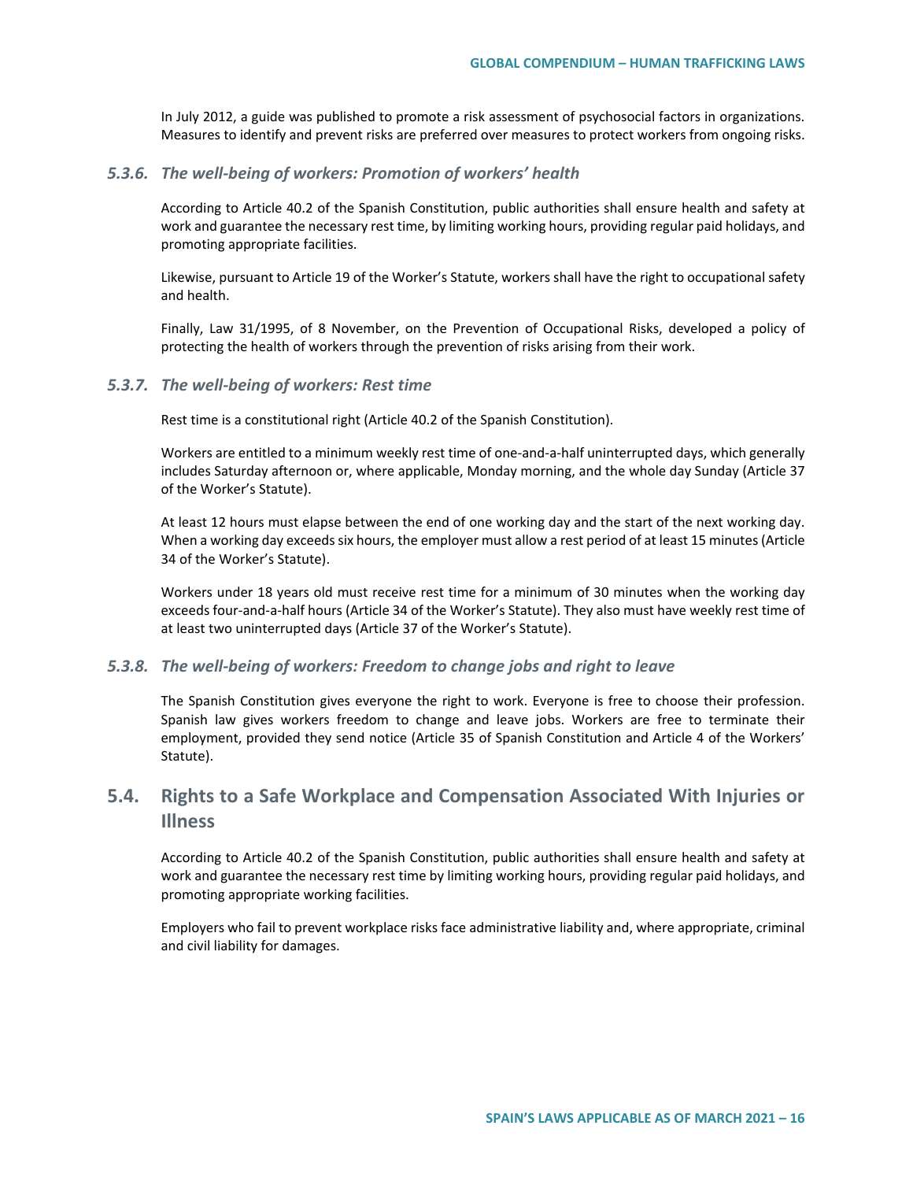In July 2012, a guide was published to promote a risk assessment of psychosocial factors in organizations. Measures to identify and prevent risks are preferred over measures to protect workers from ongoing risks.

### *5.3.6. The well-being of workers: Promotion of workers' health*

According to Article 40.2 of the Spanish Constitution, public authorities shall ensure health and safety at work and guarantee the necessary rest time, by limiting working hours, providing regular paid holidays, and promoting appropriate facilities.

Likewise, pursuant to Article 19 of the Worker's Statute, workers shall have the right to occupational safety and health.

Finally, Law 31/1995, of 8 November, on the Prevention of Occupational Risks, developed a policy of protecting the health of workers through the prevention of risks arising from their work.

### *5.3.7. The well-being of workers: Rest time*

Rest time is a constitutional right (Article 40.2 of the Spanish Constitution).

Workers are entitled to a minimum weekly rest time of one-and-a-half uninterrupted days, which generally includes Saturday afternoon or, where applicable, Monday morning, and the whole day Sunday (Article 37 of the Worker's Statute).

At least 12 hours must elapse between the end of one working day and the start of the next working day. When a working day exceeds six hours, the employer must allow a rest period of at least 15 minutes (Article 34 of the Worker's Statute).

Workers under 18 years old must receive rest time for a minimum of 30 minutes when the working day exceeds four-and-a-half hours (Article 34 of the Worker's Statute). They also must have weekly rest time of at least two uninterrupted days (Article 37 of the Worker's Statute).

### *5.3.8. The well-being of workers: Freedom to change jobs and right to leave*

The Spanish Constitution gives everyone the right to work. Everyone is free to choose their profession. Spanish law gives workers freedom to change and leave jobs. Workers are free to terminate their employment, provided they send notice (Article 35 of Spanish Constitution and Article 4 of the Workers' Statute).

## 5.4. Rights to a Safe Workplace and Compensation Associated With Injuries or Illness

According to Article 40.2 of the Spanish Constitution, public authorities shall ensure health and safety at work and guarantee the necessary rest time by limiting working hours, providing regular paid holidays, and promoting appropriate working facilities.

Employers who fail to prevent workplace risks face administrative liability and, where appropriate, criminal and civil liability for damages.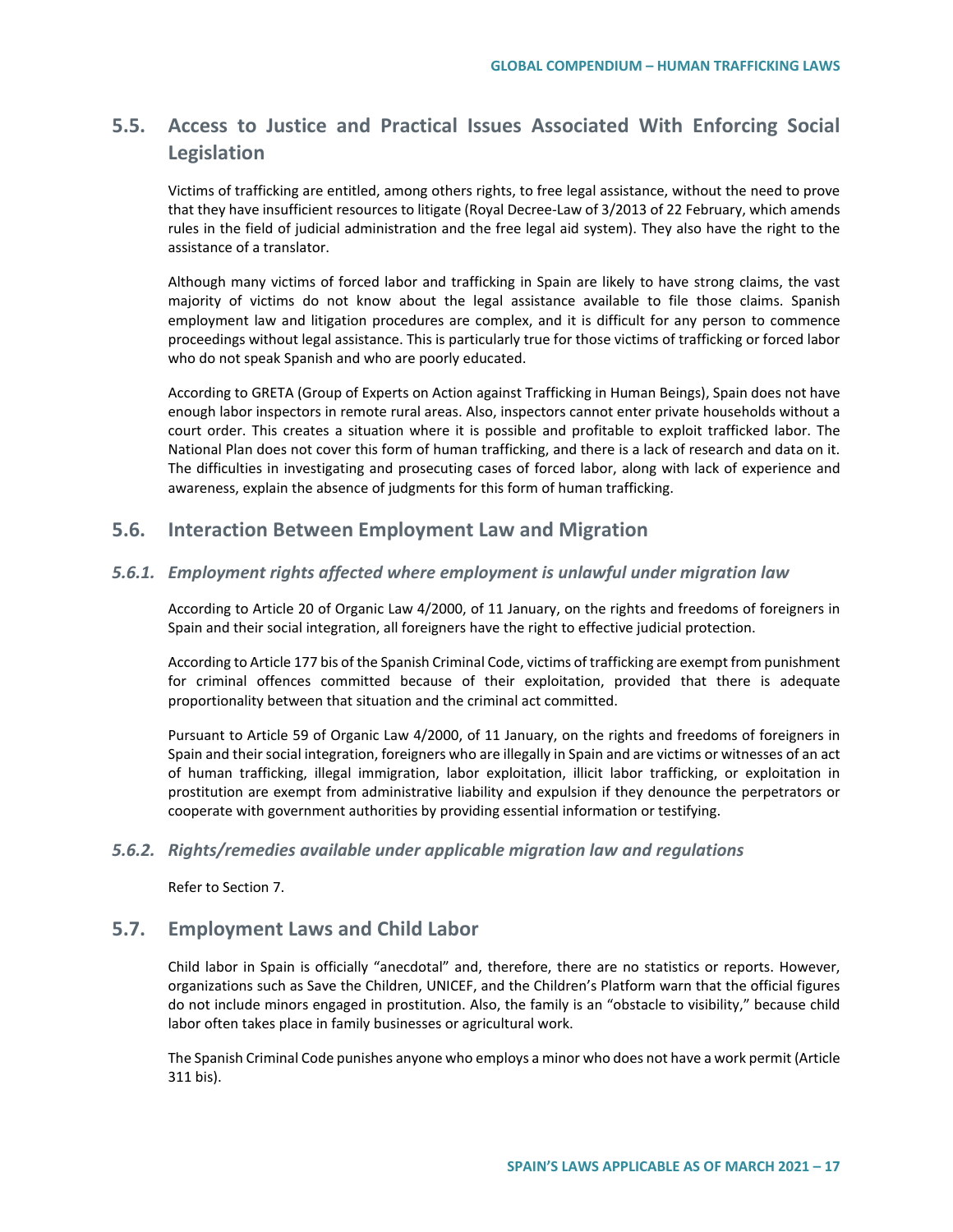## 5.5. Access to Justice and Practical Issues Associated With Enforcing Social Legislation

Victims of trafficking are entitled, among others rights, to free legal assistance, without the need to prove that they have insufficient resources to litigate (Royal Decree-Law of 3/2013 of 22 February, which amends rules in the field of judicial administration and the free legal aid system). They also have the right to the assistance of a translator.

Although many victims of forced labor and trafficking in Spain are likely to have strong claims, the vast majority of victims do not know about the legal assistance available to file those claims. Spanish employment law and litigation procedures are complex, and it is difficult for any person to commence proceedings without legal assistance. This is particularly true for those victims of trafficking or forced labor who do not speak Spanish and who are poorly educated.

According to GRETA (Group of Experts on Action against Trafficking in Human Beings), Spain does not have enough labor inspectors in remote rural areas. Also, inspectors cannot enter private households without a court order. This creates a situation where it is possible and profitable to exploit trafficked labor. The National Plan does not cover this form of human trafficking, and there is a lack of research and data on it. The difficulties in investigating and prosecuting cases of forced labor, along with lack of experience and awareness, explain the absence of judgments for this form of human trafficking.

## 5.6. Interaction Between Employment Law and Migration

### *5.6.1. Employment rights affected where employment is unlawful under migration law*

According to Article 20 of Organic Law 4/2000, of 11 January, on the rights and freedoms of foreigners in Spain and their social integration, all foreigners have the right to effective judicial protection.

According to Article 177 bis of the Spanish Criminal Code, victims of trafficking are exempt from punishment for criminal offences committed because of their exploitation, provided that there is adequate proportionality between that situation and the criminal act committed.

Pursuant to Article 59 of Organic Law 4/2000, of 11 January, on the rights and freedoms of foreigners in Spain and their social integration, foreigners who are illegally in Spain and are victims or witnesses of an act of human trafficking, illegal immigration, labor exploitation, illicit labor trafficking, or exploitation in prostitution are exempt from administrative liability and expulsion if they denounce the perpetrators or cooperate with government authorities by providing essential information or testifying.

### *5.6.2. Rights/remedies available under applicable migration law and regulations*

Refer to Section 7.

## 5.7. Employment Laws and Child Labor

Child labor in Spain is officially "anecdotal" and, therefore, there are no statistics or reports. However, organizations such as Save the Children, UNICEF, and the Children's Platform warn that the official figures do not include minors engaged in prostitution. Also, the family is an "obstacle to visibility," because child labor often takes place in family businesses or agricultural work.

The Spanish Criminal Code punishes anyone who employs a minor who does not have a work permit (Article 311 bis).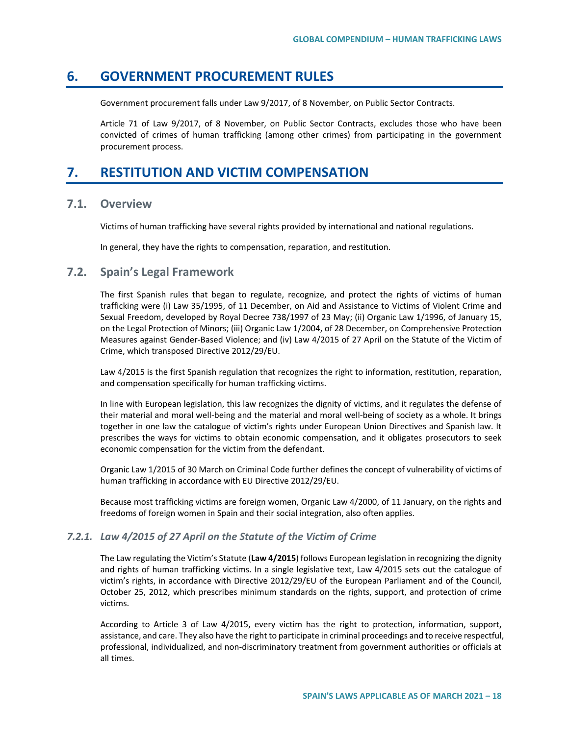## 6. GOVERNMENT PROCUREMENT RULES

Government procurement falls under Law 9/2017, of 8 November, on Public Sector Contracts.

Article 71 of Law 9/2017, of 8 November, on Public Sector Contracts, excludes those who have been convicted of crimes of human trafficking (among other crimes) from participating in the government procurement process.

## 7. RESTITUTION AND VICTIM COMPENSATION

### 7.1. Overview

Victims of human trafficking have several rights provided by international and national regulations.

In general, they have the rights to compensation, reparation, and restitution.

### 7.2. Spain's Legal Framework

The first Spanish rules that began to regulate, recognize, and protect the rights of victims of human trafficking were (i) Law 35/1995, of 11 December, on Aid and Assistance to Victims of Violent Crime and Sexual Freedom, developed by Royal Decree 738/1997 of 23 May; (ii) Organic Law 1/1996, of January 15, on the Legal Protection of Minors; (iii) Organic Law 1/2004, of 28 December, on Comprehensive Protection Measures against Gender-Based Violence; and (iv) Law 4/2015 of 27 April on the Statute of the Victim of Crime, which transposed Directive 2012/29/EU.

Law 4/2015 is the first Spanish regulation that recognizes the right to information, restitution, reparation, and compensation specifically for human trafficking victims.

In line with European legislation, this law recognizes the dignity of victims, and it regulates the defense of their material and moral well-being and the material and moral well-being of society as a whole. It brings together in one law the catalogue of victim's rights under European Union Directives and Spanish law. It prescribes the ways for victims to obtain economic compensation, and it obligates prosecutors to seek economic compensation for the victim from the defendant.

Organic Law 1/2015 of 30 March on Criminal Code further defines the concept of vulnerability of victims of human trafficking in accordance with EU Directive 2012/29/EU.

Because most trafficking victims are foreign women, Organic Law 4/2000, of 11 January, on the rights and freedoms of foreign women in Spain and their social integration, also often applies.

#### *7.2.1. Law 4/2015 of 27 April on the Statute of the Victim of Crime*

The Law regulating the Victim's Statute (**Law 4/2015**) follows European legislation in recognizing the dignity and rights of human trafficking victims. In a single legislative text, Law 4/2015 sets out the catalogue of victim's rights, in accordance with Directive 2012/29/EU of the European Parliament and of the Council, October 25, 2012, which prescribes minimum standards on the rights, support, and protection of crime victims.

According to Article 3 of Law 4/2015, every victim has the right to protection, information, support, assistance, and care. They also have the right to participate in criminal proceedings and to receive respectful, professional, individualized, and non-discriminatory treatment from government authorities or officials at all times.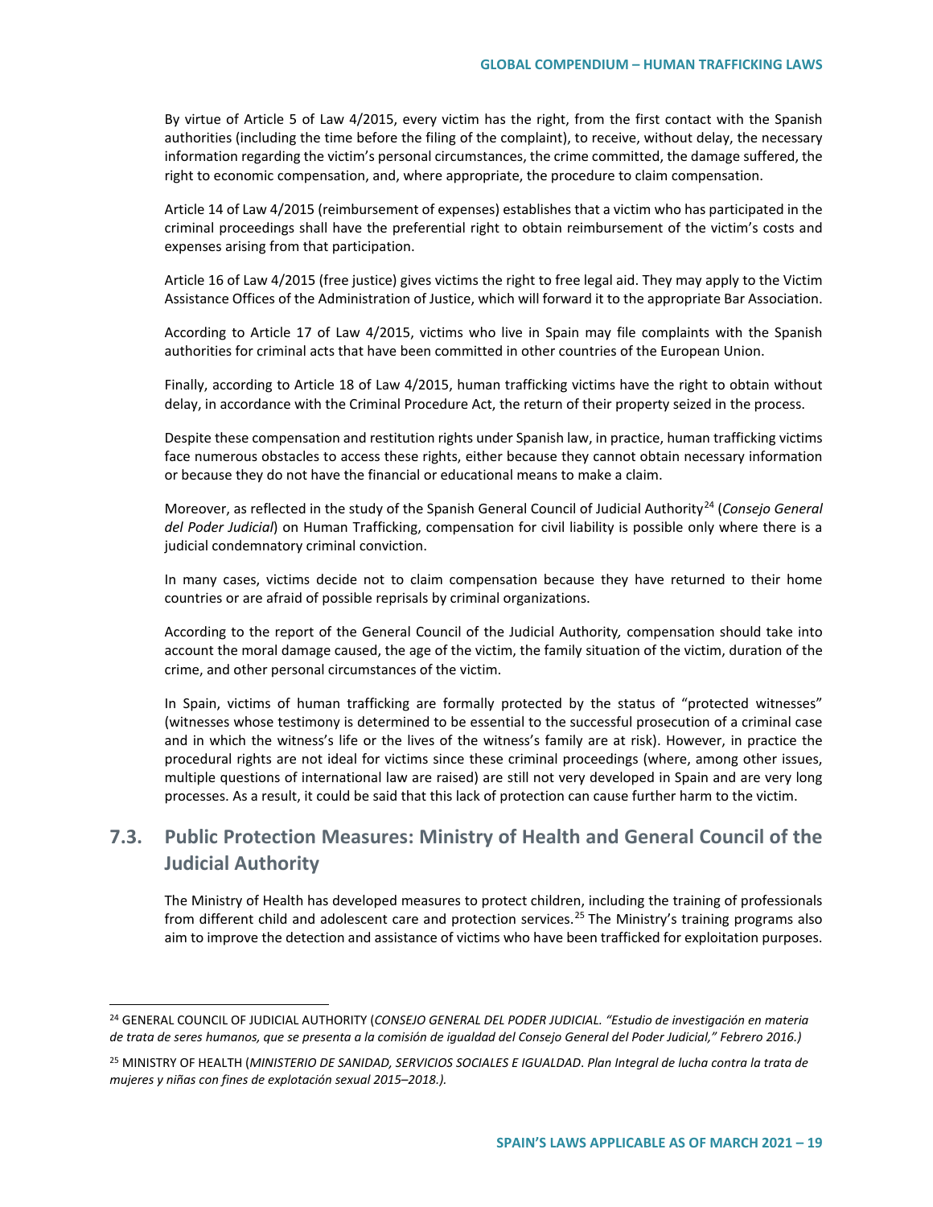By virtue of Article 5 of Law 4/2015, every victim has the right, from the first contact with the Spanish authorities (including the time before the filing of the complaint), to receive, without delay, the necessary information regarding the victim's personal circumstances, the crime committed, the damage suffered, the right to economic compensation, and, where appropriate, the procedure to claim compensation.

Article 14 of Law 4/2015 (reimbursement of expenses) establishes that a victim who has participated in the criminal proceedings shall have the preferential right to obtain reimbursement of the victim's costs and expenses arising from that participation.

Article 16 of Law 4/2015 (free justice) gives victims the right to free legal aid. They may apply to the Victim Assistance Offices of the Administration of Justice, which will forward it to the appropriate Bar Association.

According to Article 17 of Law 4/2015, victims who live in Spain may file complaints with the Spanish authorities for criminal acts that have been committed in other countries of the European Union.

Finally, according to Article 18 of Law 4/2015, human trafficking victims have the right to obtain without delay, in accordance with the Criminal Procedure Act, the return of their property seized in the process.

Despite these compensation and restitution rights under Spanish law, in practice, human trafficking victims face numerous obstacles to access these rights, either because they cannot obtain necessary information or because they do not have the financial or educational means to make a claim.

Moreover, as reflected in the study of the Spanish General Council of Judicial Authority[24] (*Consejo General del Poder Judicial*) on Human Trafficking, compensation for civil liability is possible only where there is a judicial condemnatory criminal conviction.

In many cases, victims decide not to claim compensation because they have returned to their home countries or are afraid of possible reprisals by criminal organizations.

According to the report of the General Council of the Judicial Authority, compensation should take into account the moral damage caused, the age of the victim, the family situation of the victim, duration of the crime, and other personal circumstances of the victim.

In Spain, victims of human trafficking are formally protected by the status of "protected witnesses" (witnesses whose testimony is determined to be essential to the successful prosecution of a criminal case and in which the witness's life or the lives of the witness's family are at risk). However, in practice the procedural rights are not ideal for victims since these criminal proceedings (where, among other issues, multiple questions of international law are raised) are still not very developed in Spain and are very long processes. As a result, it could be said that this lack of protection can cause further harm to the victim.

## 7.3. Public Protection Measures: Ministry of Health and General Council of the Judicial Authority

The Ministry of Health has developed measures to protect children, including the training of professionals from different child and adolescent care and protection services.[25] The Ministry's training programs also aim to improve the detection and assistance of victims who have been trafficked for exploitation purposes.

---

[24] GENERAL COUNCIL OF JUDICIAL AUTHORITY (*CONSEJO GENERAL DEL PODER JUDICIAL. "Estudio de investigación en materia de trata de seres humanos, que se presenta a la comisión de igualdad del Consejo General del Poder Judicial," Febrero 2016.)*

[25] MINISTRY OF HEALTH (*MINISTERIO DE SANIDAD, SERVICIOS SOCIALES E IGUALDAD*. *Plan Integral de lucha contra la trata de mujeres y niñas con fines de explotación sexual 2015–2018.).*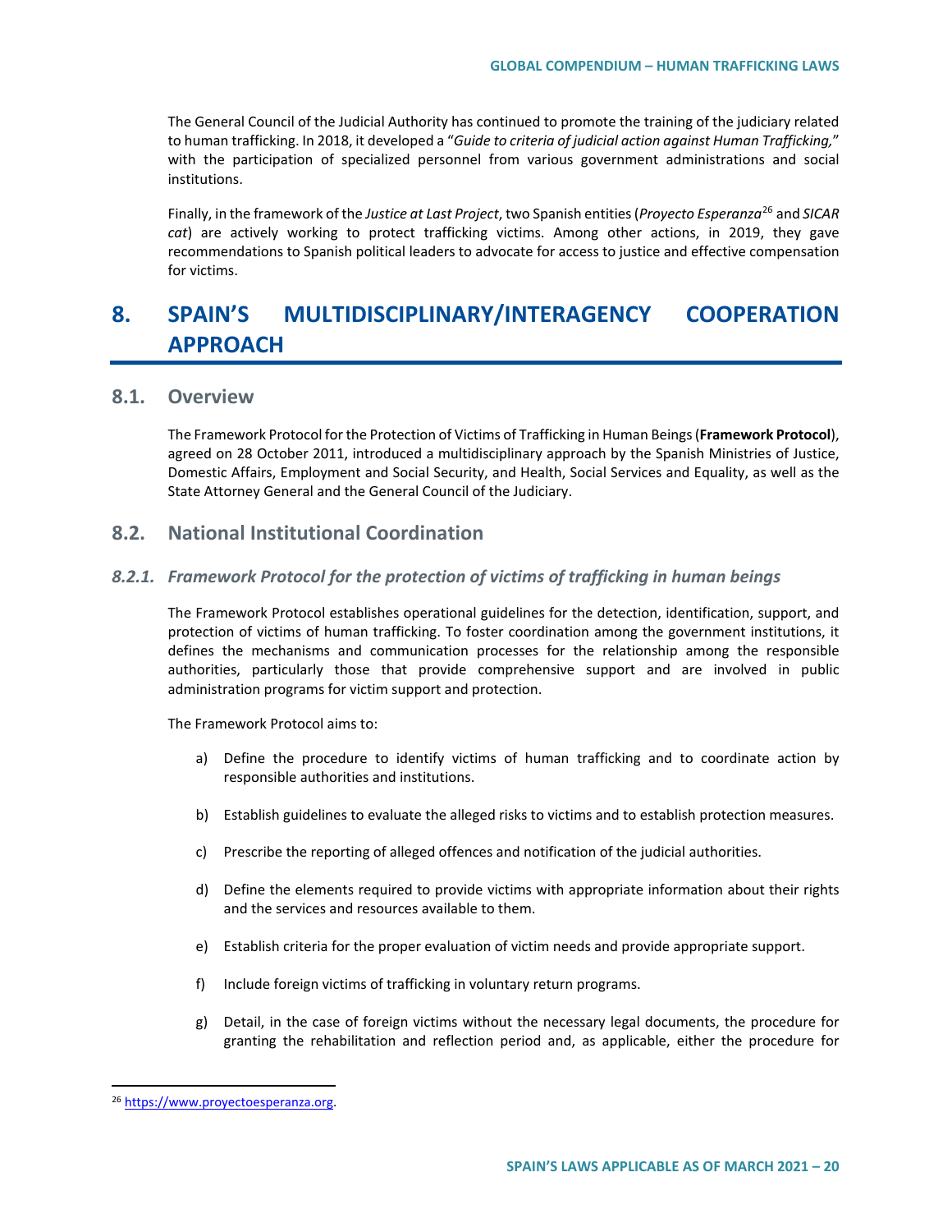The General Council of the Judicial Authority has continued to promote the training of the judiciary related to human trafficking. In 2018, it developed a "*Guide to criteria of judicial action against Human Trafficking,*" with the participation of specialized personnel from various government administrations and social institutions.

Finally, in the framework of the *Justice at Last Project*, two Spanish entities (*Proyecto Esperanza*[26] and *SICAR cat*) are actively working to protect trafficking victims. Among other actions, in 2019, they gave recommendations to Spanish political leaders to advocate for access to justice and effective compensation for victims.

# 8. SPAIN'S MULTIDISCIPLINARY/INTERAGENCY COOPERATION APPROACH

## 8.1. Overview

The Framework Protocol for the Protection of Victims of Trafficking in Human Beings (**Framework Protocol**), agreed on 28 October 2011, introduced a multidisciplinary approach by the Spanish Ministries of Justice, Domestic Affairs, Employment and Social Security, and Health, Social Services and Equality, as well as the State Attorney General and the General Council of the Judiciary.

## 8.2. National Institutional Coordination

### *8.2.1. Framework Protocol for the protection of victims of trafficking in human beings*

The Framework Protocol establishes operational guidelines for the detection, identification, support, and protection of victims of human trafficking. To foster coordination among the government institutions, it defines the mechanisms and communication processes for the relationship among the responsible authorities, particularly those that provide comprehensive support and are involved in public administration programs for victim support and protection.

The Framework Protocol aims to:

a) Define the procedure to identify victims of human trafficking and to coordinate action by responsible authorities and institutions.

b) Establish guidelines to evaluate the alleged risks to victims and to establish protection measures.

c) Prescribe the reporting of alleged offences and notification of the judicial authorities.

d) Define the elements required to provide victims with appropriate information about their rights and the services and resources available to them.

e) Establish criteria for the proper evaluation of victim needs and provide appropriate support.

f) Include foreign victims of trafficking in voluntary return programs.

g) Detail, in the case of foreign victims without the necessary legal documents, the procedure for granting the rehabilitation and reflection period and, as applicable, either the procedure for

---

[26] https://www.proyectoesperanza.org.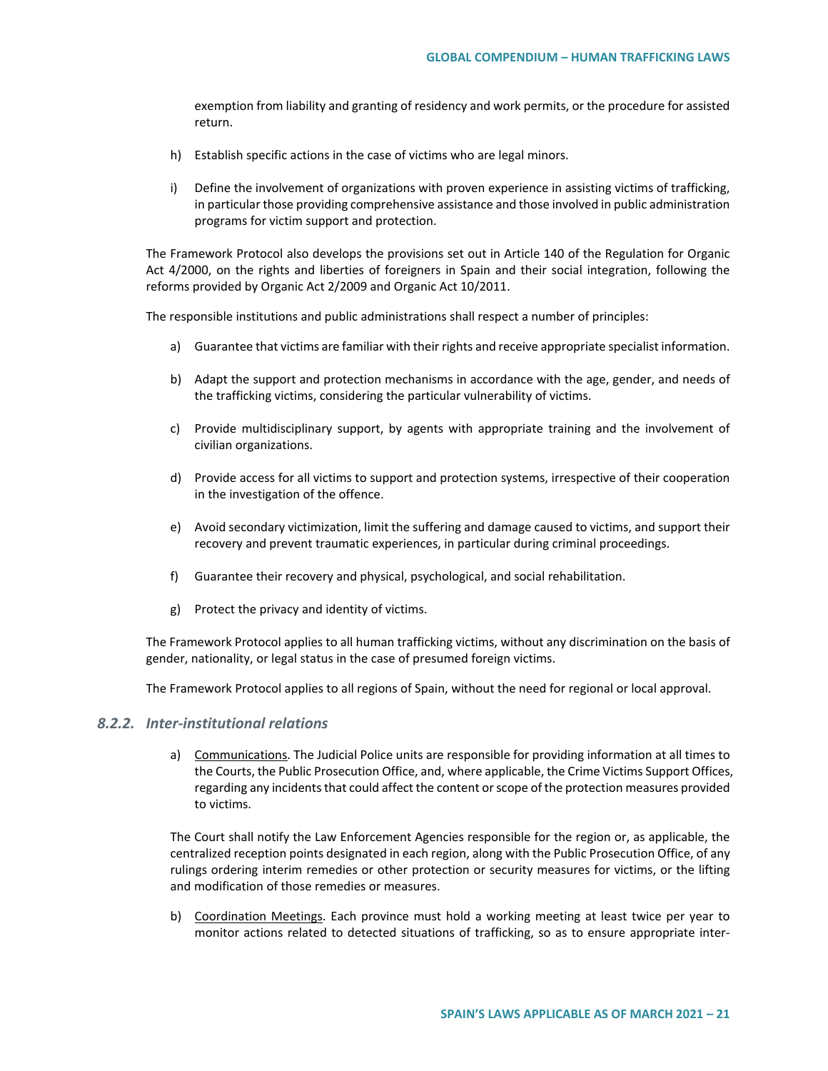exemption from liability and granting of residency and work permits, or the procedure for assisted return.

h) Establish specific actions in the case of victims who are legal minors.

i) Define the involvement of organizations with proven experience in assisting victims of trafficking, in particular those providing comprehensive assistance and those involved in public administration programs for victim support and protection.

The Framework Protocol also develops the provisions set out in Article 140 of the Regulation for Organic Act 4/2000, on the rights and liberties of foreigners in Spain and their social integration, following the reforms provided by Organic Act 2/2009 and Organic Act 10/2011.

The responsible institutions and public administrations shall respect a number of principles:

a) Guarantee that victims are familiar with their rights and receive appropriate specialist information.

b) Adapt the support and protection mechanisms in accordance with the age, gender, and needs of the trafficking victims, considering the particular vulnerability of victims.

c) Provide multidisciplinary support, by agents with appropriate training and the involvement of civilian organizations.

d) Provide access for all victims to support and protection systems, irrespective of their cooperation in the investigation of the offence.

e) Avoid secondary victimization, limit the suffering and damage caused to victims, and support their recovery and prevent traumatic experiences, in particular during criminal proceedings.

f) Guarantee their recovery and physical, psychological, and social rehabilitation.

g) Protect the privacy and identity of victims.

The Framework Protocol applies to all human trafficking victims, without any discrimination on the basis of gender, nationality, or legal status in the case of presumed foreign victims.

The Framework Protocol applies to all regions of Spain, without the need for regional or local approval.

### *8.2.2. Inter-institutional relations*

a) <u>Communications</u>. The Judicial Police units are responsible for providing information at all times to the Courts, the Public Prosecution Office, and, where applicable, the Crime Victims Support Offices, regarding any incidents that could affect the content or scope of the protection measures provided to victims.

The Court shall notify the Law Enforcement Agencies responsible for the region or, as applicable, the centralized reception points designated in each region, along with the Public Prosecution Office, of any rulings ordering interim remedies or other protection or security measures for victims, or the lifting and modification of those remedies or measures.

b) <u>Coordination Meetings</u>. Each province must hold a working meeting at least twice per year to monitor actions related to detected situations of trafficking, so as to ensure appropriate inter-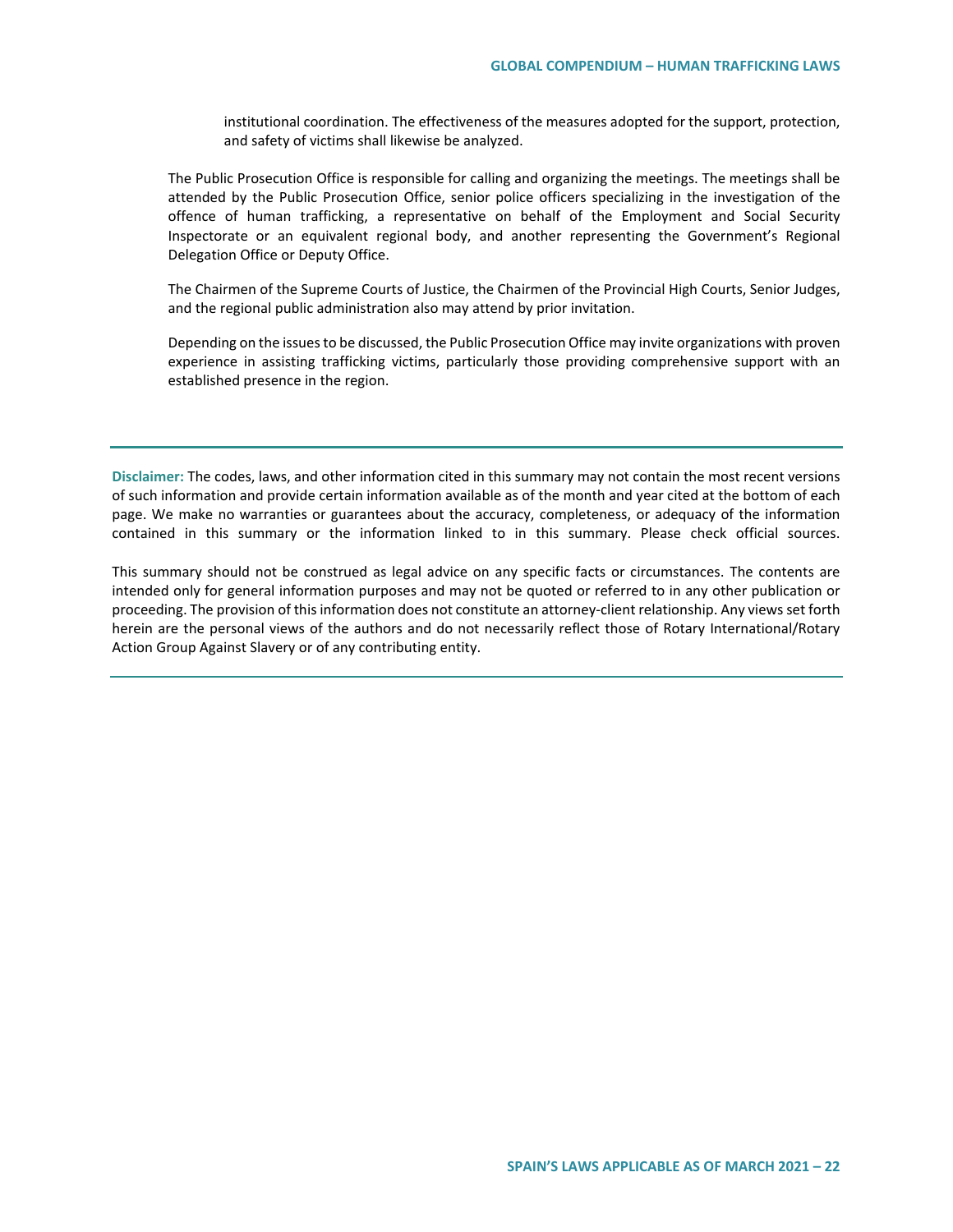institutional coordination. The effectiveness of the measures adopted for the support, protection, and safety of victims shall likewise be analyzed.

The Public Prosecution Office is responsible for calling and organizing the meetings. The meetings shall be attended by the Public Prosecution Office, senior police officers specializing in the investigation of the offence of human trafficking, a representative on behalf of the Employment and Social Security Inspectorate or an equivalent regional body, and another representing the Government's Regional Delegation Office or Deputy Office.

The Chairmen of the Supreme Courts of Justice, the Chairmen of the Provincial High Courts, Senior Judges, and the regional public administration also may attend by prior invitation.

Depending on the issues to be discussed, the Public Prosecution Office may invite organizations with proven experience in assisting trafficking victims, particularly those providing comprehensive support with an established presence in the region.

---

**Disclaimer:** The codes, laws, and other information cited in this summary may not contain the most recent versions of such information and provide certain information available as of the month and year cited at the bottom of each page. We make no warranties or guarantees about the accuracy, completeness, or adequacy of the information contained in this summary or the information linked to in this summary. Please check official sources.

This summary should not be construed as legal advice on any specific facts or circumstances. The contents are intended only for general information purposes and may not be quoted or referred to in any other publication or proceeding. The provision of this information does not constitute an attorney-client relationship. Any views set forth herein are the personal views of the authors and do not necessarily reflect those of Rotary International/Rotary Action Group Against Slavery or of any contributing entity.

---